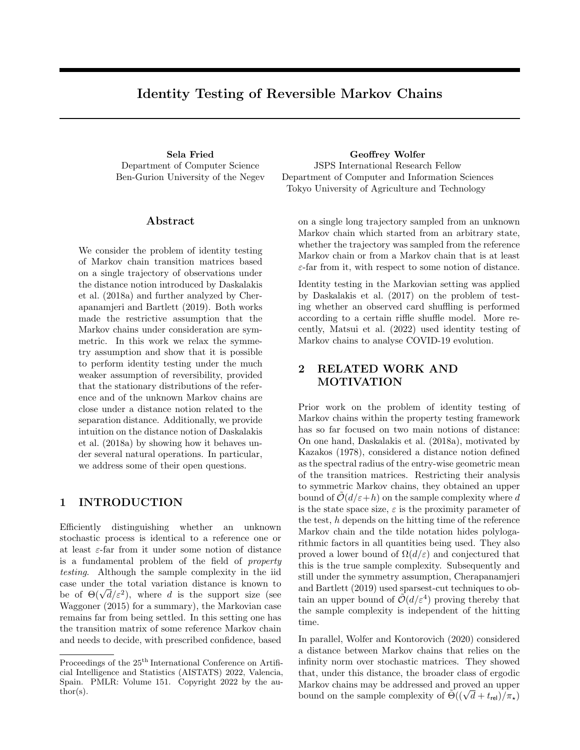# Identity Testing of Reversible Markov Chains

**Sela Fried**
Department of Computer Science
Ben-Gurion University of the Negev

**Geoffrey Wolfer**
JSPS International Research Fellow
Department of Computer and Information Sciences
Tokyo University of Agriculture and Technology

## Abstract

We consider the problem of identity testing of Markov chain transition matrices based on a single trajectory of observations under the distance notion introduced by Daskalakis et al. (2018a) and further analyzed by Cherapanamjeri and Bartlett (2019). Both works made the restrictive assumption that the Markov chains under consideration are symmetric. In this work we relax the symmetry assumption and show that it is possible to perform identity testing under the much weaker assumption of reversibility, provided that the stationary distributions of the reference and of the unknown Markov chains are close under a distance notion related to the separation distance. Additionally, we provide intuition on the distance notion of Daskalakis et al. (2018a) by showing how it behaves under several natural operations. In particular, we address some of their open questions.

## 1 INTRODUCTION

Efficiently distinguishing whether an unknown stochastic process is identical to a reference one or at least $\varepsilon$-far from it under some notion of distance is a fundamental problem of the field of *property testing*. Although the sample complexity in the iid case under the total variation distance is known to be of $\Theta(\sqrt{d}/\varepsilon^2)$, where $d$ is the support size (see Waggoner (2015) for a summary), the Markovian case remains far from being settled. In this setting one has the transition matrix of some reference Markov chain and needs to decide, with prescribed confidence, based on a single long trajectory sampled from an unknown Markov chain which started from an arbitrary state, whether the trajectory was sampled from the reference Markov chain or from a Markov chain that is at least $\varepsilon$-far from it, with respect to some notion of distance.

Identity testing in the Markovian setting was applied by Daskalakis et al. (2017) on the problem of testing whether an observed card shuffling is performed according to a certain riffle shuffle model. More recently, Matsui et al. (2022) used identity testing of Markov chains to analyse COVID-19 evolution.

## 2 RELATED WORK AND MOTIVATION

Prior work on the problem of identity testing of Markov chains within the property testing framework has so far focused on two main notions of distance: On one hand, Daskalakis et al. (2018a), motivated by Kazakos (1978), considered a distance notion defined as the spectral radius of the entry-wise geometric mean of the transition matrices. Restricting their analysis to symmetric Markov chains, they obtained an upper bound of $\tilde{\mathcal{O}}(d/\varepsilon + h)$ on the sample complexity where $d$ is the state space size, $\varepsilon$ is the proximity parameter of the test, $h$ depends on the hitting time of the reference Markov chain and the tilde notation hides polylogarithmic factors in all quantities being used. They also proved a lower bound of $\Omega(d/\varepsilon)$ and conjectured that this is the true sample complexity. Subsequently and still under the symmetry assumption, Cherapanamjeri and Bartlett (2019) used sparsest-cut techniques to obtain an upper bound of $\tilde{\mathcal{O}}(d/\varepsilon^4)$ proving thereby that the sample complexity is independent of the hitting time.

In parallel, Wolfer and Kontorovich (2020) considered a distance between Markov chains that relies on the infinity norm over stochastic matrices. They showed that, under this distance, the broader class of ergodic Markov chains may be addressed and proved an upper bound on the sample complexity of $\tilde{\Theta}((\sqrt{d} + t_{\mathsf{rel}})/\pi_\star)$

Proceedings of the 25[th] International Conference on Artificial Intelligence and Statistics (AISTATS) 2022, Valencia, Spain. PMLR: Volume 151. Copyright 2022 by the author(s).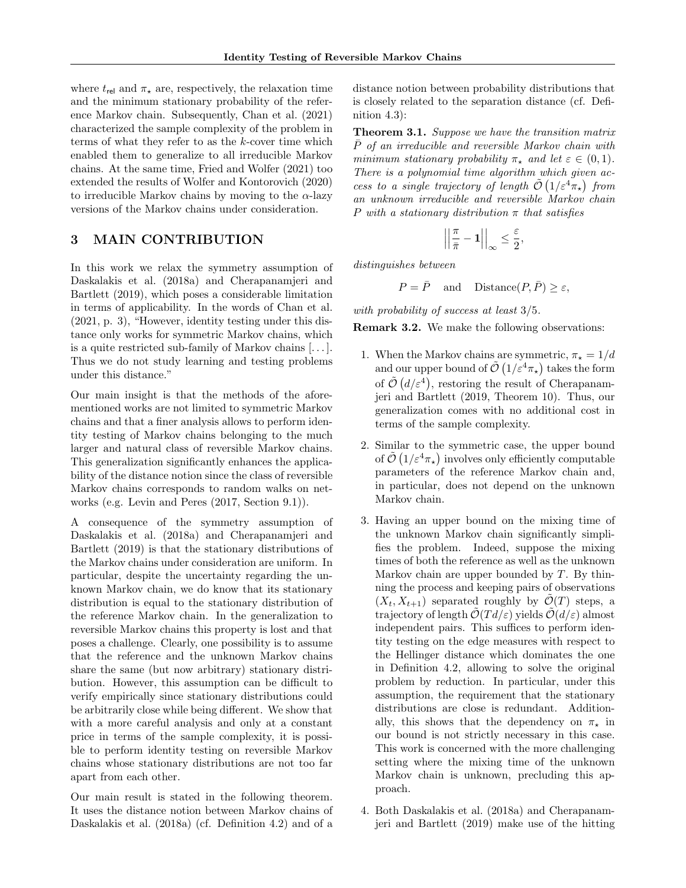where $t_{\mathsf{rel}}$ and $\pi_\star$ are, respectively, the relaxation time and the minimum stationary probability of the reference Markov chain. Subsequently, Chan et al. (2021) characterized the sample complexity of the problem in terms of what they refer to as the $k$-cover time which enabled them to generalize to all irreducible Markov chains. At the same time, Fried and Wolfer (2021) too extended the results of Wolfer and Kontorovich (2020) to irreducible Markov chains by moving to the $\alpha$-lazy versions of the Markov chains under consideration.

## 3 MAIN CONTRIBUTION

In this work we relax the symmetry assumption of Daskalakis et al. (2018a) and Cherapanamjeri and Bartlett (2019), which poses a considerable limitation in terms of applicability. In the words of Chan et al. (2021, p. 3), "However, identity testing under this distance only works for symmetric Markov chains, which is a quite restricted sub-family of Markov chains [...]. Thus we do not study learning and testing problems under this distance."

Our main insight is that the methods of the aforementioned works are not limited to symmetric Markov chains and that a finer analysis allows to perform identity testing of Markov chains belonging to the much larger and natural class of reversible Markov chains. This generalization significantly enhances the applicability of the distance notion since the class of reversible Markov chains corresponds to random walks on networks (e.g. Levin and Peres (2017, Section 9.1)).

A consequence of the symmetry assumption of Daskalakis et al. (2018a) and Cherapanamjeri and Bartlett (2019) is that the stationary distributions of the Markov chains under consideration are uniform. In particular, despite the uncertainty regarding the unknown Markov chain, we do know that its stationary distribution is equal to the stationary distribution of the reference Markov chain. In the generalization to reversible Markov chains this property is lost and that poses a challenge. Clearly, one possibility is to assume that the reference and the unknown Markov chains share the same (but now arbitrary) stationary distribution. However, this assumption can be difficult to verify empirically since stationary distributions could be arbitrarily close while being different. We show that with a more careful analysis and only at a constant price in terms of the sample complexity, it is possible to perform identity testing on reversible Markov chains whose stationary distributions are not too far apart from each other.

Our main result is stated in the following theorem. It uses the distance notion between Markov chains of Daskalakis et al. (2018a) (cf. Definition 4.2) and of a distance notion between probability distributions that is closely related to the separation distance (cf. Definition 4.3):

**Theorem 3.1.** *Suppose we have the transition matrix $\bar{P}$ of an irreducible and reversible Markov chain with minimum stationary probability $\pi_\star$ and let $\varepsilon \in (0,1)$. There is a polynomial time algorithm which given access to a single trajectory of length $\tilde{\mathcal{O}}\left(1/\varepsilon^4 \pi_\star\right)$ from an unknown irreducible and reversible Markov chain $P$ with a stationary distribution $\pi$ that satisfies*

$$\left|\left|\frac{\pi}{\bar{\pi}} - \mathbf{1}\right|\right|_\infty \leq \frac{\varepsilon}{2},$$

*distinguishes between*

$$P = \bar{P} \quad \text{and} \quad \text{Distance}(P, \bar{P}) \geq \varepsilon,$$

*with probability of success at least 3/5.*

**Remark 3.2.** We make the following observations:

1. When the Markov chains are symmetric, $\pi_\star = 1/d$ and our upper bound of $\tilde{\mathcal{O}}\left(1/\varepsilon^4 \pi_\star\right)$ takes the form of $\tilde{\mathcal{O}}\left(d/\varepsilon^4\right)$, restoring the result of Cherapanamjeri and Bartlett (2019, Theorem 10). Thus, our generalization comes with no additional cost in terms of the sample complexity.
2. Similar to the symmetric case, the upper bound of $\tilde{\mathcal{O}}\left(1/\varepsilon^4 \pi_\star\right)$ involves only efficiently computable parameters of the reference Markov chain and, in particular, does not depend on the unknown Markov chain.
3. Having an upper bound on the mixing time of the unknown Markov chain significantly simplifies the problem. Indeed, suppose the mixing times of both the reference as well as the unknown Markov chain are upper bounded by $T$. By thinning the process and keeping pairs of observations $(X_t, X_{t+1})$ separated roughly by $\tilde{\mathcal{O}}(T)$ steps, a trajectory of length $\tilde{\mathcal{O}}(Td/\varepsilon)$ yields $\tilde{\mathcal{O}}(d/\varepsilon)$ almost independent pairs. This suffices to perform identity testing on the edge measures with respect to the Hellinger distance which dominates the one in Definition 4.2, allowing to solve the original problem by reduction. In particular, under this assumption, the requirement that the stationary distributions are close is redundant. Additionally, this shows that the dependency on $\pi_\star$ in our bound is not strictly necessary in this case. This work is concerned with the more challenging setting where the mixing time of the unknown Markov chain is unknown, precluding this approach.
4. Both Daskalakis et al. (2018a) and Cherapanamjeri and Bartlett (2019) make use of the hitting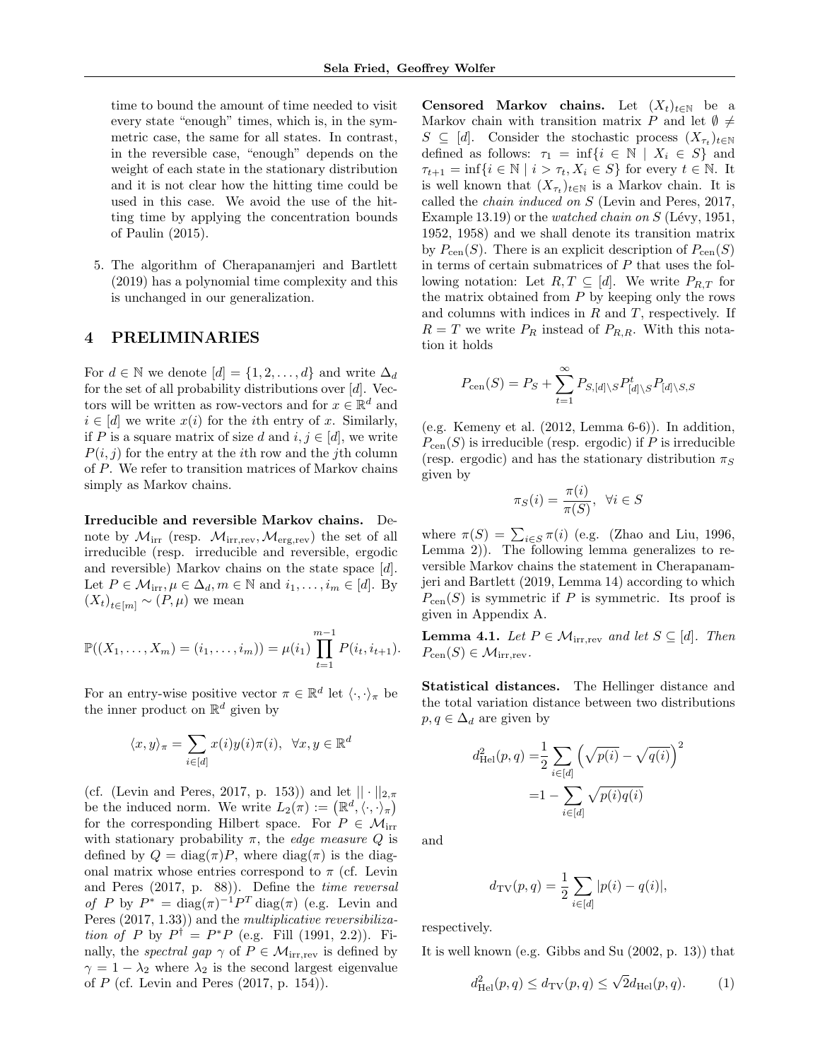time to bound the amount of time needed to visit every state "enough" times, which is, in the symmetric case, the same for all states. In contrast, in the reversible case, "enough" depends on the weight of each state in the stationary distribution and it is not clear how the hitting time could be used in this case. We avoid the use of the hitting time by applying the concentration bounds of Paulin (2015).

5. The algorithm of Cherapanamjeri and Bartlett (2019) has a polynomial time complexity and this is unchanged in our generalization.

## 4 PRELIMINARIES

For $d \in \mathbb{N}$ we denote $[d] = \{1, 2, \ldots, d\}$ and write $\Delta_d$ for the set of all probability distributions over $[d]$. Vectors will be written as row-vectors and for $x \in \mathbb{R}^d$ and $i \in [d]$ we write $x(i)$ for the $i$th entry of $x$. Similarly, if $P$ is a square matrix of size $d$ and $i, j \in [d]$, we write $P(i, j)$ for the entry at the $i$th row and the $j$th column of $P$. We refer to transition matrices of Markov chains simply as Markov chains.

**Irreducible and reversible Markov chains.** Denote by $\mathcal{M}_{\text{irr}}$ (resp. $\mathcal{M}_{\text{irr,rev}}, \mathcal{M}_{\text{erg,rev}}$) the set of all irreducible (resp. irreducible and reversible, ergodic and reversible) Markov chains on the state space $[d]$. Let $P \in \mathcal{M}_{\text{irr}}, \mu \in \Delta_d, m \in \mathbb{N}$ and $i_1, \ldots, i_m \in [d]$. By $(X_t)_{t \in [m]} \sim (P, \mu)$ we mean

$$\mathbb{P}((X_1, \ldots, X_m) = (i_1, \ldots, i_m)) = \mu(i_1) \prod_{t=1}^{m-1} P(i_t, i_{t+1}).$$

For an entry-wise positive vector $\pi \in \mathbb{R}^d$ let $\langle \cdot, \cdot \rangle_\pi$ be the inner product on $\mathbb{R}^d$ given by

$$\langle x, y \rangle_\pi = \sum_{i \in [d]} x(i) y(i) \pi(i), \quad \forall x, y \in \mathbb{R}^d$$

(cf. (Levin and Peres, 2017, p. 153)) and let $|| \cdot ||_{2,\pi}$ be the induced norm. We write $L_2(\pi) := \left(\mathbb{R}^d, \langle \cdot, \cdot \rangle_\pi\right)$ for the corresponding Hilbert space. For $P \in \mathcal{M}_{\text{irr}}$ with stationary probability $\pi$, the *edge measure* $Q$ is defined by $Q = \text{diag}(\pi) P$, where $\text{diag}(\pi)$ is the diagonal matrix whose entries correspond to $\pi$ (cf. Levin and Peres (2017, p. 88)). Define the *time reversal of* $P$ by $P^* = \text{diag}(\pi)^{-1} P^T \text{diag}(\pi)$ (e.g. Levin and Peres (2017, 1.33)) and the *multiplicative reversibilization of* $P$ by $P^\dagger = P^* P$ (e.g. Fill (1991, 2.2)). Finally, the *spectral gap* $\gamma$ of $P \in \mathcal{M}_{\text{irr,rev}}$ is defined by $\gamma = 1 - \lambda_2$ where $\lambda_2$ is the second largest eigenvalue of $P$ (cf. Levin and Peres (2017, p. 154)).

**Censored Markov chains.** Let $(X_t)_{t \in \mathbb{N}}$ be a Markov chain with transition matrix $P$ and let $\emptyset \neq S \subseteq [d]$. Consider the stochastic process $(X_{\tau_t})_{t \in \mathbb{N}}$ defined as follows: $\tau_1 = \inf\{i \in \mathbb{N} \mid X_i \in S\}$ and $\tau_{t+1} = \inf\{i \in \mathbb{N} \mid i > \tau_t, X_i \in S\}$ for every $t \in \mathbb{N}$. It is well known that $(X_{\tau_t})_{t \in \mathbb{N}}$ is a Markov chain. It is called the *chain induced on* $S$ (Levin and Peres, 2017, Example 13.19) or the *watched chain on* $S$ (Lévy, 1951, 1952, 1958) and we shall denote its transition matrix by $P_{\text{cen}}(S)$. There is an explicit description of $P_{\text{cen}}(S)$ in terms of certain submatrices of $P$ that uses the following notation: Let $R, T \subseteq [d]$. We write $P_{R,T}$ for the matrix obtained from $P$ by keeping only the rows and columns with indices in $R$ and $T$, respectively. If $R = T$ we write $P_R$ instead of $P_{R,R}$. With this notation it holds

$$P_{\text{cen}}(S) = P_S + \sum_{t=1}^{\infty} P_{S,[d] \setminus S} P_{[d] \setminus S}^t P_{[d] \setminus S, S}$$

(e.g. Kemeny et al. (2012, Lemma 6-6)). In addition, $P_{\text{cen}}(S)$ is irreducible (resp. ergodic) if $P$ is irreducible (resp. ergodic) and has the stationary distribution $\pi_S$ given by

$$\pi_S(i) = \frac{\pi(i)}{\pi(S)}, \quad \forall i \in S$$

where $\pi(S) = \sum_{i \in S} \pi(i)$ (e.g. (Zhao and Liu, 1996, Lemma 2)). The following lemma generalizes to reversible Markov chains the statement in Cherapanamjeri and Bartlett (2019, Lemma 14) according to which $P_{\text{cen}}(S)$ is symmetric if $P$ is symmetric. Its proof is given in Appendix A.

**Lemma 4.1.** *Let* $P \in \mathcal{M}_{\text{irr,rev}}$ *and let* $S \subseteq [d]$. *Then* $P_{\text{cen}}(S) \in \mathcal{M}_{\text{irr,rev}}$.

**Statistical distances.** The Hellinger distance and the total variation distance between two distributions $p, q \in \Delta_d$ are given by

$$\begin{aligned} d_{\text{Hel}}^2(p, q) &= \frac{1}{2} \sum_{i \in [d]} \left(\sqrt{p(i)} - \sqrt{q(i)}\right)^2 \\ &= 1 - \sum_{i \in [d]} \sqrt{p(i) q(i)} \end{aligned}$$

and

$$d_{\text{TV}}(p, q) = \frac{1}{2} \sum_{i \in [d]} |p(i) - q(i)|,$$

respectively.

It is well known (e.g. Gibbs and Su (2002, p. 13)) that

$$d_{\text{Hel}}^2(p, q) \leq d_{\text{TV}}(p, q) \leq \sqrt{2} d_{\text{Hel}}(p, q). \tag{1}$$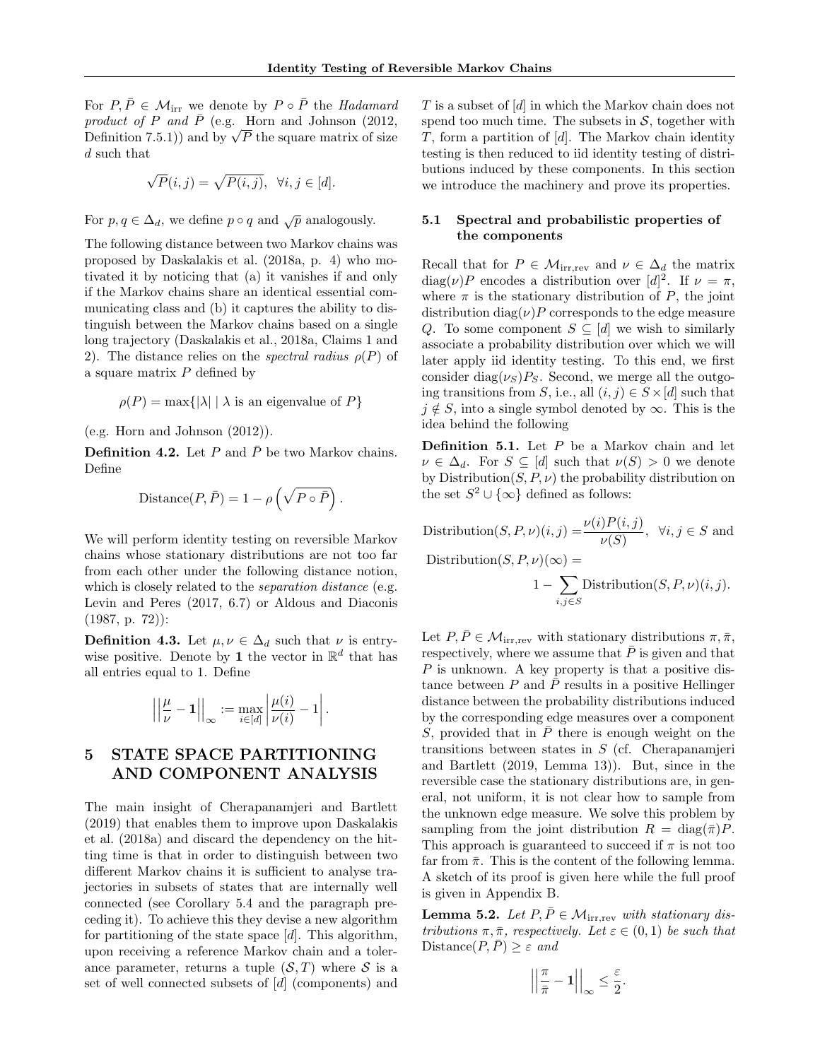For $P, \bar{P} \in \mathcal{M}_{\text{irr}}$ we denote by $P \circ \bar{P}$ the *Hadamard product of $P$ and $\bar{P}$* (e.g. Horn and Johnson (2012, Definition 7.5.1)) and by $\sqrt{P}$ the square matrix of size $d$ such that

$$\sqrt{P}(i,j) = \sqrt{P(i,j)}, \quad \forall i,j \in [d].$$

For $p, q \in \Delta_d$, we define $p \circ q$ and $\sqrt{p}$ analogously.

The following distance between two Markov chains was proposed by Daskalakis et al. (2018a, p. 4) who motivated it by noticing that (a) it vanishes if and only if the Markov chains share an identical essential communicating class and (b) it captures the ability to distinguish between the Markov chains based on a single long trajectory (Daskalakis et al., 2018a, Claims 1 and 2). The distance relies on the *spectral radius* $\rho(P)$ of a square matrix $P$ defined by

$$\rho(P) = \max\{|\lambda| \mid \lambda \text{ is an eigenvalue of } P\}$$

(e.g. Horn and Johnson (2012)).

**Definition 4.2.** Let $P$ and $\bar{P}$ be two Markov chains. Define

$$\text{Distance}(P, \bar{P}) = 1 - \rho\left(\sqrt{P \circ \bar{P}}\right).$$

We will perform identity testing on reversible Markov chains whose stationary distributions are not too far from each other under the following distance notion, which is closely related to the *separation distance* (e.g. Levin and Peres (2017, 6.7) or Aldous and Diaconis (1987, p. 72)):

**Definition 4.3.** Let $\mu, \nu \in \Delta_d$ such that $\nu$ is entry-wise positive. Denote by $\mathbf{1}$ the vector in $\mathbb{R}^d$ that has all entries equal to 1. Define

$$\left|\left|\frac{\mu}{\nu} - \mathbf{1}\right|\right|_\infty := \max_{i \in [d]} \left|\frac{\mu(i)}{\nu(i)} - 1\right|.$$

# 5 STATE SPACE PARTITIONING AND COMPONENT ANALYSIS

The main insight of Cherapanamjeri and Bartlett (2019) that enables them to improve upon Daskalakis et al. (2018a) and discard the dependency on the hitting time is that in order to distinguish between two different Markov chains it is sufficient to analyse trajectories in subsets of states that are internally well connected (see Corollary 5.4 and the paragraph preceding it). To achieve this they devise a new algorithm for partitioning of the state space $[d]$. This algorithm, upon receiving a reference Markov chain and a tolerance parameter, returns a tuple $(\mathcal{S}, T)$ where $\mathcal{S}$ is a set of well connected subsets of $[d]$ (components) and $T$ is a subset of $[d]$ in which the Markov chain does not spend too much time. The subsets in $\mathcal{S}$, together with $T$, form a partition of $[d]$. The Markov chain identity testing is then reduced to iid identity testing of distributions induced by these components. In this section we introduce the machinery and prove its properties.

## 5.1 Spectral and probabilistic properties of the components

Recall that for $P \in \mathcal{M}_{\text{irr,rev}}$ and $\nu \in \Delta_d$ the matrix $\text{diag}(\nu)P$ encodes a distribution over $[d]^2$. If $\nu = \pi$, where $\pi$ is the stationary distribution of $P$, the joint distribution $\text{diag}(\nu)P$ corresponds to the edge measure $Q$. To some component $S \subseteq [d]$ we wish to similarly associate a probability distribution over which we will later apply iid identity testing. To this end, we first consider $\text{diag}(\nu_S)P_S$. Second, we merge all the outgoing transitions from $S$, i.e., all $(i,j) \in S \times [d]$ such that $j \notin S$, into a single symbol denoted by $\infty$. This is the idea behind the following

**Definition 5.1.** Let $P$ be a Markov chain and let $\nu \in \Delta_d$. For $S \subseteq [d]$ such that $\nu(S) > 0$ we denote by $\text{Distribution}(S, P, \nu)$ the probability distribution on the set $S^2 \cup \{\infty\}$ defined as follows:

$$\text{Distribution}(S, P, \nu)(i,j) = \frac{\nu(i)P(i,j)}{\nu(S)}, \quad \forall i,j \in S \text{ and}$$

$$\text{Distribution}(S, P, \nu)(\infty) = 1 - \sum_{i,j \in S} \text{Distribution}(S, P, \nu)(i,j).$$

Let $P, \bar{P} \in \mathcal{M}_{\text{irr,rev}}$ with stationary distributions $\pi, \bar{\pi}$, respectively, where we assume that $\bar{P}$ is given and that $P$ is unknown. A key property is that a positive distance between $P$ and $\bar{P}$ results in a positive Hellinger distance between the probability distributions induced by the corresponding edge measures over a component $S$, provided that in $\bar{P}$ there is enough weight on the transitions between states in $S$ (cf. Cherapanamjeri and Bartlett (2019, Lemma 13)). But, since in the reversible case the stationary distributions are, in general, not uniform, it is not clear how to sample from the unknown edge measure. We solve this problem by sampling from the joint distribution $R = \text{diag}(\bar{\pi})P$. This approach is guaranteed to succeed if $\pi$ is not too far from $\bar{\pi}$. This is the content of the following lemma. A sketch of its proof is given here while the full proof is given in Appendix B.

**Lemma 5.2.** *Let $P, \bar{P} \in \mathcal{M}_{\text{irr,rev}}$ with stationary distributions $\pi, \bar{\pi}$, respectively. Let $\varepsilon \in (0,1)$ be such that $\text{Distance}(P, \bar{P}) \geq \varepsilon$ and*

$$\left|\left|\frac{\pi}{\bar{\pi}} - \mathbf{1}\right|\right|_\infty \leq \frac{\varepsilon}{2}.$$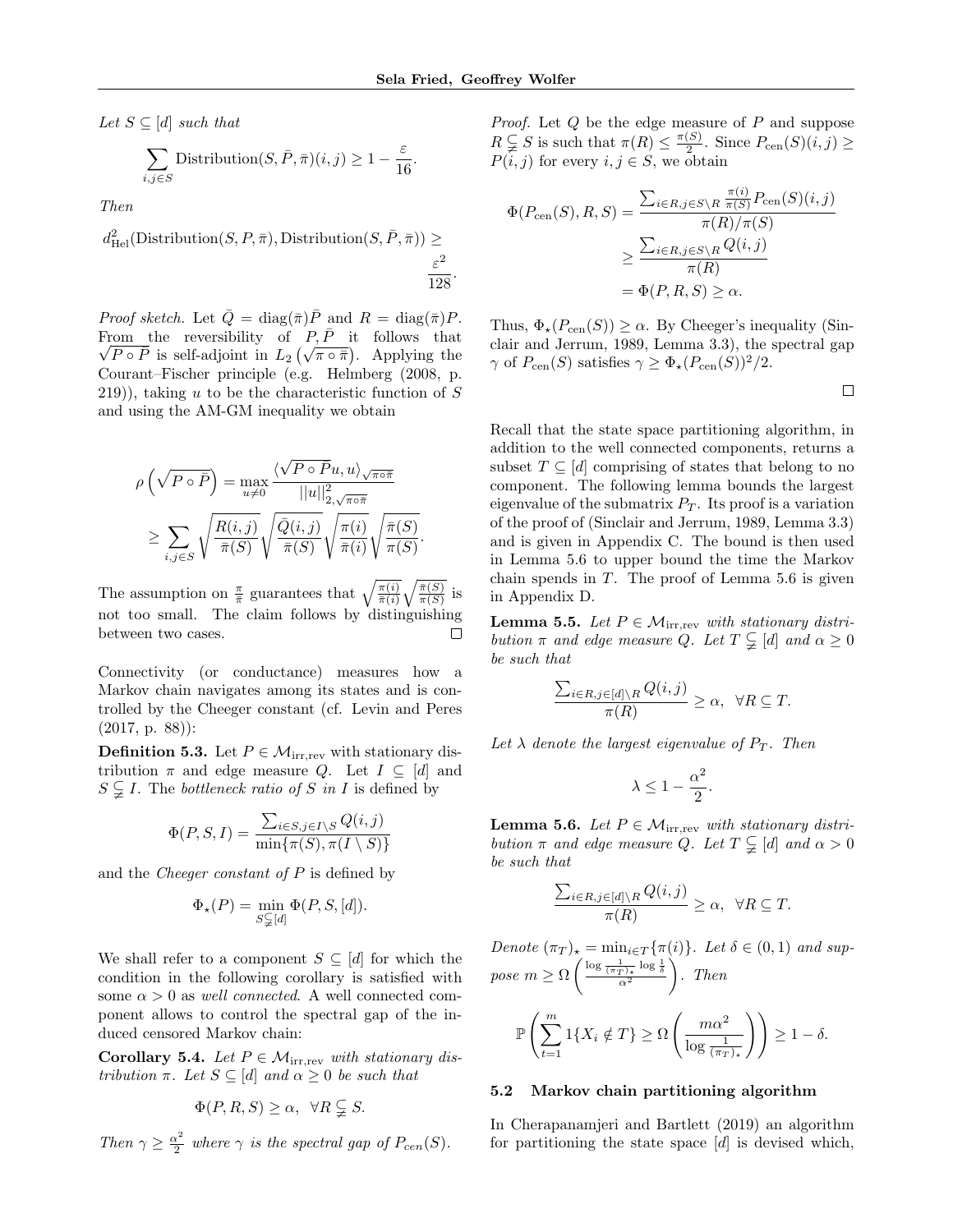Let $S \subseteq [d]$ such that

$$\sum_{i,j \in S} \text{Distribution}(S, \bar{P}, \bar{\pi})(i,j) \geq 1 - \frac{\varepsilon}{16}.$$

Then

$$d^2_{\text{Hel}}(\text{Distribution}(S, P, \bar{\pi}), \text{Distribution}(S, \bar{P}, \bar{\pi})) \geq \frac{\varepsilon^2}{128}.$$

*Proof sketch.* Let $\bar{Q} = \text{diag}(\bar{\pi})\bar{P}$ and $R = \text{diag}(\bar{\pi})P$. From the reversibility of $P, \bar{P}$ it follows that $\sqrt{P \circ \bar{P}}$ is self-adjoint in $L_2\left(\sqrt{\pi \circ \bar{\pi}}\right)$. Applying the Courant–Fischer principle (e.g. Helmberg (2008, p. 219)), taking $u$ to be the characteristic function of $S$ and using the AM-GM inequality we obtain

$$\begin{aligned}
\rho\left(\sqrt{P \circ \bar{P}}\right) &= \max_{u \neq 0} \frac{\langle \sqrt{P \circ \bar{P}} u, u \rangle_{\sqrt{\pi \circ \bar{\pi}}}}{||u||^2_{2,\sqrt{\pi \circ \bar{\pi}}}} \\
&\geq \sum_{i,j \in S} \sqrt{\frac{R(i,j)}{\bar{\pi}(S)}} \sqrt{\frac{\bar{Q}(i,j)}{\bar{\pi}(S)}} \sqrt{\frac{\pi(i)}{\bar{\pi}(i)}} \sqrt{\frac{\bar{\pi}(S)}{\pi(S)}}.
\end{aligned}$$

The assumption on $\frac{\pi}{\bar{\pi}}$ guarantees that $\sqrt{\frac{\pi(i)}{\bar{\pi}(i)}} \sqrt{\frac{\bar{\pi}(S)}{\pi(S)}}$ is not too small. The claim follows by distinguishing between two cases. $\square$

Connectivity (or conductance) measures how a Markov chain navigates among its states and is controlled by the Cheeger constant (cf. Levin and Peres (2017, p. 88)):

**Definition 5.3.** Let $P \in \mathcal{M}_{\text{irr,rev}}$ with stationary distribution $\pi$ and edge measure $Q$. Let $I \subseteq [d]$ and $S \subsetneq I$. The *bottleneck ratio of $S$ in $I$* is defined by

$$\Phi(P, S, I) = \frac{\sum_{i \in S, j \in I \setminus S} Q(i,j)}{\min\{\pi(S), \pi(I \setminus S)\}}$$

and the *Cheeger constant of $P$* is defined by

$$\Phi_\star(P) = \min_{S \subsetneq [d]} \Phi(P, S, [d]).$$

We shall refer to a component $S \subseteq [d]$ for which the condition in the following corollary is satisfied with some $\alpha > 0$ as *well connected*. A well connected component allows to control the spectral gap of the induced censored Markov chain:

**Corollary 5.4.** *Let $P \in \mathcal{M}_{\text{irr,rev}}$ with stationary distribution $\pi$. Let $S \subseteq [d]$ and $\alpha \geq 0$ be such that*

$$\Phi(P, R, S) \geq \alpha, \;\; \forall R \subsetneq S.$$

*Then $\gamma \geq \frac{\alpha^2}{2}$ where $\gamma$ is the spectral gap of $P_{cen}(S)$.*

*Proof.* Let $Q$ be the edge measure of $P$ and suppose $R \subsetneq S$ is such that $\pi(R) \leq \frac{\pi(S)}{2}$. Since $P_{\text{cen}}(S)(i,j) \geq P(i,j)$ for every $i, j \in S$, we obtain

$$\begin{aligned}
\Phi(P_{\text{cen}}(S), R, S) &= \frac{\sum_{i \in R, j \in S \setminus R} \frac{\pi(i)}{\pi(S)} P_{\text{cen}}(S)(i,j)}{\pi(R)/\pi(S)} \\
&\geq \frac{\sum_{i \in R, j \in S \setminus R} Q(i,j)}{\pi(R)} \\
&= \Phi(P, R, S) \geq \alpha.
\end{aligned}$$

Thus, $\Phi_\star(P_{\text{cen}}(S)) \geq \alpha$. By Cheeger's inequality (Sinclair and Jerrum, 1989, Lemma 3.3), the spectral gap $\gamma$ of $P_{\text{cen}}(S)$ satisfies $\gamma \geq \Phi_\star(P_{\text{cen}}(S))^2/2$. $\square$

Recall that the state space partitioning algorithm, in addition to the well connected components, returns a subset $T \subseteq [d]$ comprising of states that belong to no component. The following lemma bounds the largest eigenvalue of the submatrix $P_T$. Its proof is a variation of the proof of (Sinclair and Jerrum, 1989, Lemma 3.3) and is given in Appendix C. The bound is then used in Lemma 5.6 to upper bound the time the Markov chain spends in $T$. The proof of Lemma 5.6 is given in Appendix D.

**Lemma 5.5.** *Let $P \in \mathcal{M}_{\text{irr,rev}}$ with stationary distribution $\pi$ and edge measure $Q$. Let $T \subsetneq [d]$ and $\alpha \geq 0$ be such that*

$$\frac{\sum_{i \in R, j \in [d] \setminus R} Q(i,j)}{\pi(R)} \geq \alpha, \;\; \forall R \subseteq T.$$

*Let $\lambda$ denote the largest eigenvalue of $P_T$. Then*

$$\lambda \leq 1 - \frac{\alpha^2}{2}.$$

**Lemma 5.6.** *Let $P \in \mathcal{M}_{\text{irr,rev}}$ with stationary distribution $\pi$ and edge measure $Q$. Let $T \subsetneq [d]$ and $\alpha > 0$ be such that*

$$\frac{\sum_{i \in R, j \in [d] \setminus R} Q(i,j)}{\pi(R)} \geq \alpha, \;\; \forall R \subseteq T.$$

*Denote $(\pi_T)_\star = \min_{i \in T}\{\pi(i)\}$. Let $\delta \in (0,1)$ and suppose $m \geq \Omega\left(\frac{\log \frac{1}{(\pi_T)_\star} \log \frac{1}{\delta}}{\alpha^2}\right)$. Then*

$$\mathbb{P}\left(\sum_{t=1}^m 1\{X_t \notin T\} \geq \Omega\left(\frac{m\alpha^2}{\log \frac{1}{(\pi_T)_\star}}\right)\right) \geq 1 - \delta.$$

### 5.2 Markov chain partitioning algorithm

In Cherapanamjeri and Bartlett (2019) an algorithm for partitioning the state space $[d]$ is devised which,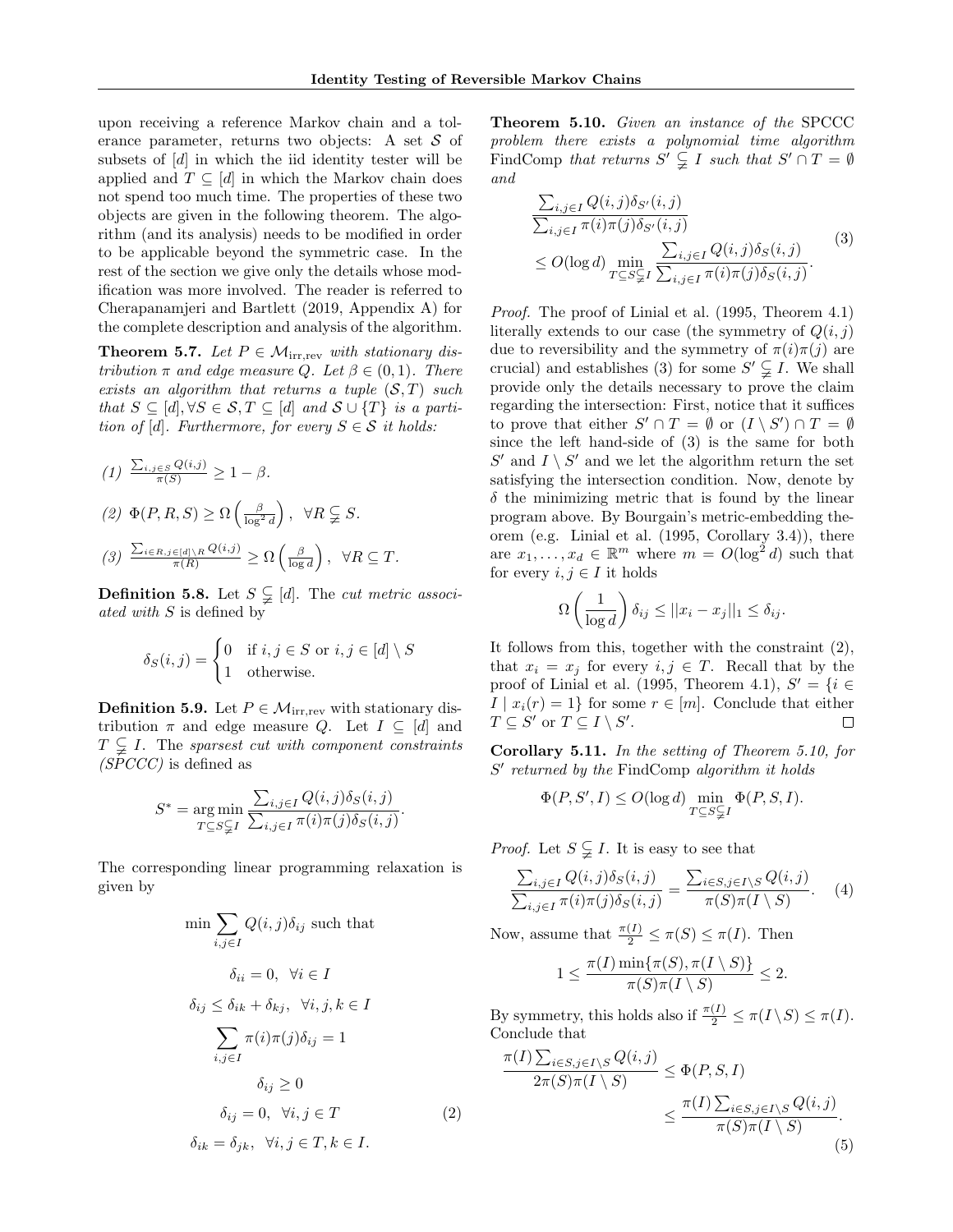upon receiving a reference Markov chain and a tolerance parameter, returns two objects: A set $\mathcal{S}$ of subsets of $[d]$ in which the iid identity tester will be applied and $T \subseteq [d]$ in which the Markov chain does not spend too much time. The properties of these two objects are given in the following theorem. The algorithm (and its analysis) needs to be modified in order to be applicable beyond the symmetric case. In the rest of the section we give only the details whose modification was more involved. The reader is referred to Cherapanamjeri and Bartlett (2019, Appendix A) for the complete description and analysis of the algorithm.

**Theorem 5.7.** *Let $P \in \mathcal{M}_{\text{irr,rev}}$ with stationary distribution $\pi$ and edge measure $Q$. Let $\beta \in (0,1)$. There exists an algorithm that returns a tuple $(\mathcal{S}, T)$ such that $S \subseteq [d], \forall S \in \mathcal{S}, T \subseteq [d]$ and $\mathcal{S} \cup \{T\}$ is a partition of $[d]$. Furthermore, for every $S \in \mathcal{S}$ it holds:*

*(1)* $\frac{\sum_{i,j \in S} Q(i,j)}{\pi(S)} \geq 1 - \beta$.

*(2)* $\Phi(P, R, S) \geq \Omega\left(\frac{\beta}{\log^2 d}\right), \ \forall R \subsetneq S$.

*(3)* $\frac{\sum_{i \in R, j \in [d] \setminus R} Q(i,j)}{\pi(R)} \geq \Omega\left(\frac{\beta}{\log d}\right), \ \forall R \subseteq T$.

**Definition 5.8.** Let $S \subsetneq [d]$. The *cut metric associated with $S$* is defined by

$$\delta_S(i,j) = \begin{cases} 0 & \text{if } i,j \in S \text{ or } i,j \in [d] \setminus S \\ 1 & \text{otherwise.} \end{cases}$$

**Definition 5.9.** Let $P \in \mathcal{M}_{\text{irr,rev}}$ with stationary distribution $\pi$ and edge measure $Q$. Let $I \subseteq [d]$ and $T \subsetneq I$. The *sparsest cut with component constraints (SPCCC)* is defined as

$$S^* = \operatorname*{arg\,min}_{T \subseteq S \subsetneq I} \frac{\sum_{i,j \in I} Q(i,j) \delta_S(i,j)}{\sum_{i,j \in I} \pi(i)\pi(j)\delta_S(i,j)}.$$

The corresponding linear programming relaxation is given by

$$\begin{aligned}
\min \sum_{i,j \in I} Q(i,j)\delta_{ij} & \text{ such that} \\
\delta_{ii} = 0, & \ \ \forall i \in I \\
\delta_{ij} \leq \delta_{ik} + \delta_{kj}, & \ \ \forall i,j,k \in I \\
\sum_{i,j \in I} \pi(i)\pi(j)\delta_{ij} &= 1 \\
\delta_{ij} &\geq 0 \\
\delta_{ij} = 0, & \ \ \forall i,j \in T \qquad (2) \\
\delta_{ik} = \delta_{jk}, & \ \ \forall i,j \in T, k \in I.
\end{aligned}$$

**Theorem 5.10.** *Given an instance of the* SPCCC *problem there exists a polynomial time algorithm* FindComp *that returns $S' \subsetneq I$ such that $S' \cap T = \emptyset$ and*

$$\begin{aligned}
&\frac{\sum_{i,j \in I} Q(i,j)\delta_{S'}(i,j)}{\sum_{i,j \in I} \pi(i)\pi(j)\delta_{S'}(i,j)} \\
&\leq O(\log d) \min_{T \subseteq S \subsetneq I} \frac{\sum_{i,j \in I} Q(i,j)\delta_S(i,j)}{\sum_{i,j \in I} \pi(i)\pi(j)\delta_S(i,j)}.
\end{aligned} \qquad (3)$$

*Proof.* The proof of Linial et al. (1995, Theorem 4.1) literally extends to our case (the symmetry of $Q(i,j)$ due to reversibility and the symmetry of $\pi(i)\pi(j)$ are crucial) and establishes (3) for some $S' \subsetneq I$. We shall provide only the details necessary to prove the claim regarding the intersection: First, notice that it suffices to prove that either $S' \cap T = \emptyset$ or $(I \setminus S') \cap T = \emptyset$ since the left hand-side of (3) is the same for both $S'$ and $I \setminus S'$ and we let the algorithm return the set satisfying the intersection condition. Now, denote by $\delta$ the minimizing metric that is found by the linear program above. By Bourgain's metric-embedding theorem (e.g. Linial et al. (1995, Corollary 3.4)), there are $x_1, \dots, x_d \in \mathbb{R}^m$ where $m = O(\log^2 d)$ such that for every $i,j \in I$ it holds

$$\Omega\left(\frac{1}{\log d}\right)\delta_{ij} \leq ||x_i - x_j||_1 \leq \delta_{ij}.$$

It follows from this, together with the constraint (2), that $x_i = x_j$ for every $i,j \in T$. Recall that by the proof of Linial et al. (1995, Theorem 4.1), $S' = \{i \in I \mid x_i(r) = 1\}$ for some $r \in [m]$. Conclude that either $T \subseteq S'$ or $T \subseteq I \setminus S'$. $\square$

**Corollary 5.11.** *In the setting of Theorem 5.10, for $S'$ returned by the* FindComp *algorithm it holds*

$$\Phi(P, S', I) \leq O(\log d) \min_{T \subseteq S \subsetneq I} \Phi(P, S, I).$$

*Proof.* Let $S \subsetneq I$. It is easy to see that

$$\frac{\sum_{i,j \in I} Q(i,j)\delta_S(i,j)}{\sum_{i,j \in I} \pi(i)\pi(j)\delta_S(i,j)} = \frac{\sum_{i \in S, j \in I \setminus S} Q(i,j)}{\pi(S)\pi(I \setminus S)}. \qquad (4)$$

Now, assume that $\frac{\pi(I)}{2} \leq \pi(S) \leq \pi(I)$. Then

$$1 \leq \frac{\pi(I)\min\{\pi(S), \pi(I \setminus S)\}}{\pi(S)\pi(I \setminus S)} \leq 2.$$

By symmetry, this holds also if $\frac{\pi(I)}{2} \leq \pi(I \setminus S) \leq \pi(I)$. Conclude that

$$\begin{aligned}
\frac{\pi(I)\sum_{i \in S, j \in I \setminus S} Q(i,j)}{2\pi(S)\pi(I \setminus S)} &\leq \Phi(P, S, I) \\
&\leq \frac{\pi(I)\sum_{i \in S, j \in I \setminus S} Q(i,j)}{\pi(S)\pi(I \setminus S)}.
\end{aligned} \qquad (5)$$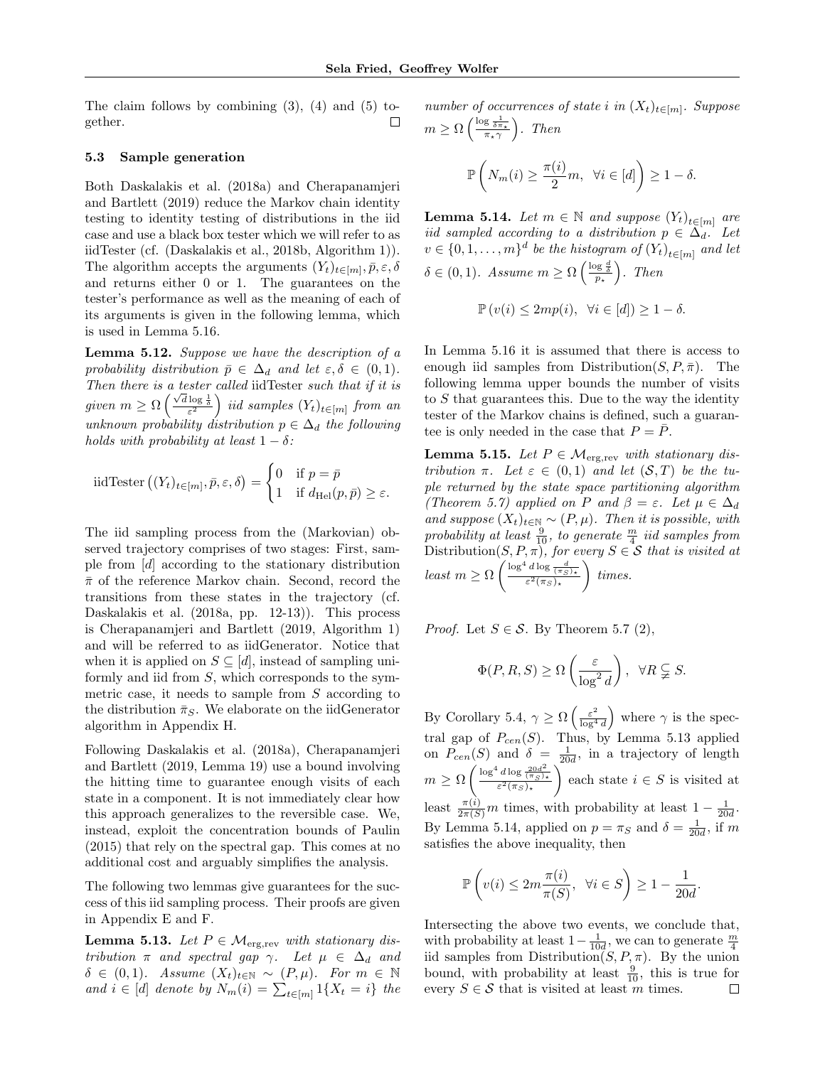The claim follows by combining (3), (4) and (5) together. ☐

### 5.3 Sample generation

Both Daskalakis et al. (2018a) and Cherapanamjeri and Bartlett (2019) reduce the Markov chain identity testing to identity testing of distributions in the iid case and use a black box tester which we will refer to as iidTester (cf. (Daskalakis et al., 2018b, Algorithm 1)). The algorithm accepts the arguments $(Y_t)_{t\in[m]}, \bar{p}, \varepsilon, \delta$ and returns either 0 or 1. The guarantees on the tester's performance as well as the meaning of each of its arguments is given in the following lemma, which is used in Lemma 5.16.

**Lemma 5.12.** *Suppose we have the description of a probability distribution $\bar{p} \in \Delta_d$ and let $\varepsilon, \delta \in (0,1)$. Then there is a tester called* iidTester *such that if it is given $m \geq \Omega\left(\frac{\sqrt{d}\log\frac{1}{\delta}}{\varepsilon^2}\right)$ iid samples $(Y_t)_{t\in[m]}$ from an unknown probability distribution $p \in \Delta_d$ the following holds with probability at least $1-\delta$:*

$$\text{iidTester}\left((Y_t)_{t\in[m]}, \bar{p}, \varepsilon, \delta\right) = \begin{cases} 0 & \text{if } p = \bar{p} \\ 1 & \text{if } d_{\text{Hel}}(p, \bar{p}) \geq \varepsilon. \end{cases}$$

The iid sampling process from the (Markovian) observed trajectory comprises of two stages: First, sample from $[d]$ according to the stationary distribution $\bar{\pi}$ of the reference Markov chain. Second, record the transitions from these states in the trajectory (cf. Daskalakis et al. (2018a, pp. 12-13)). This process is Cherapanamjeri and Bartlett (2019, Algorithm 1) and will be referred to as iidGenerator. Notice that when it is applied on $S \subseteq [d]$, instead of sampling uniformly and iid from $S$, which corresponds to the symmetric case, it needs to sample from $S$ according to the distribution $\bar{\pi}_S$. We elaborate on the iidGenerator algorithm in Appendix H.

Following Daskalakis et al. (2018a), Cherapanamjeri and Bartlett (2019, Lemma 19) use a bound involving the hitting time to guarantee enough visits of each state in a component. It is not immediately clear how this approach generalizes to the reversible case. We, instead, exploit the concentration bounds of Paulin (2015) that rely on the spectral gap. This comes at no additional cost and arguably simplifies the analysis.

The following two lemmas give guarantees for the success of this iid sampling process. Their proofs are given in Appendix E and F.

**Lemma 5.13.** *Let $P \in \mathcal{M}_{\text{erg,rev}}$ with stationary distribution $\pi$ and spectral gap $\gamma$. Let $\mu \in \Delta_d$ and $\delta \in (0,1)$. Assume $(X_t)_{t\in\mathbb{N}} \sim (P, \mu)$. For $m \in \mathbb{N}$ and $i \in [d]$ denote by $N_m(i) = \sum_{t\in[m]} 1\{X_t = i\}$ the number of occurrences of state $i$ in $(X_t)_{t\in[m]}$. Suppose $m \geq \Omega\left(\frac{\log\frac{1}{\delta\pi_\star}}{\pi_\star\gamma}\right)$. Then*

$$\mathbb{P}\left(N_m(i) \geq \frac{\pi(i)}{2}m, \;\; \forall i \in [d]\right) \geq 1-\delta.$$

**Lemma 5.14.** *Let $m \in \mathbb{N}$ and suppose $(Y_t)_{t\in[m]}$ are iid sampled according to a distribution $p \in \Delta_d$. Let $v \in \{0, 1, \ldots, m\}^d$ be the histogram of $(Y_t)_{t\in[m]}$ and let $\delta \in (0,1)$. Assume $m \geq \Omega\left(\frac{\log\frac{d}{\delta}}{p_\star}\right)$. Then*

$$\mathbb{P}\left(v(i) \leq 2mp(i), \;\; \forall i \in [d]\right) \geq 1-\delta.$$

In Lemma 5.16 it is assumed that there is access to enough iid samples from Distribution$(S, P, \bar{\pi})$. The following lemma upper bounds the number of visits to $S$ that guarantees this. Due to the way the identity tester of the Markov chains is defined, such a guarantee is only needed in the case that $P = \bar{P}$.

**Lemma 5.15.** *Let $P \in \mathcal{M}_{\text{erg,rev}}$ with stationary distribution $\pi$. Let $\varepsilon \in (0,1)$ and let $(\mathcal{S}, T)$ be the tuple returned by the state space partitioning algorithm (Theorem 5.7) applied on $P$ and $\beta = \varepsilon$. Let $\mu \in \Delta_d$ and suppose $(X_t)_{t\in\mathbb{N}} \sim (P, \mu)$. Then it is possible, with probability at least $\frac{9}{10}$, to generate $\frac{m}{4}$ iid samples from* Distribution$(S, P, \pi)$*, for every $S \in \mathcal{S}$ that is visited at least $m \geq \Omega\left(\frac{\log^4 d \log\frac{d}{(\pi_S)_\star}}{\varepsilon^2(\pi_S)_\star}\right)$ times.*

*Proof.* Let $S \in \mathcal{S}$. By Theorem 5.7 (2),

$$\Phi(P, R, S) \geq \Omega\left(\frac{\varepsilon}{\log^2 d}\right), \;\; \forall R \subsetneq S.$$

By Corollary 5.4, $\gamma \geq \Omega\left(\frac{\varepsilon^2}{\log^4 d}\right)$ where $\gamma$ is the spectral gap of $P_{cen}(S)$. Thus, by Lemma 5.13 applied on $P_{cen}(S)$ and $\delta = \frac{1}{20d}$, in a trajectory of length $m \geq \Omega\left(\frac{\log^4 d \log\frac{20d^2}{(\pi_S)_\star}}{\varepsilon^2(\pi_S)_\star}\right)$ each state $i \in S$ is visited at least $\frac{\pi(i)}{2\pi(S)}m$ times, with probability at least $1-\frac{1}{20d}$. By Lemma 5.14, applied on $p = \pi_S$ and $\delta = \frac{1}{20d}$, if $m$ satisfies the above inequality, then

$$\mathbb{P}\left(v(i) \leq 2m\frac{\pi(i)}{\pi(S)}, \;\; \forall i \in S\right) \geq 1-\frac{1}{20d}.$$

Intersecting the above two events, we conclude that, with probability at least $1-\frac{1}{10d}$, we can to generate $\frac{m}{4}$ iid samples from Distribution$(S, P, \pi)$. By the union bound, with probability at least $\frac{9}{10}$, this is true for every $S \in \mathcal{S}$ that is visited at least $m$ times. ☐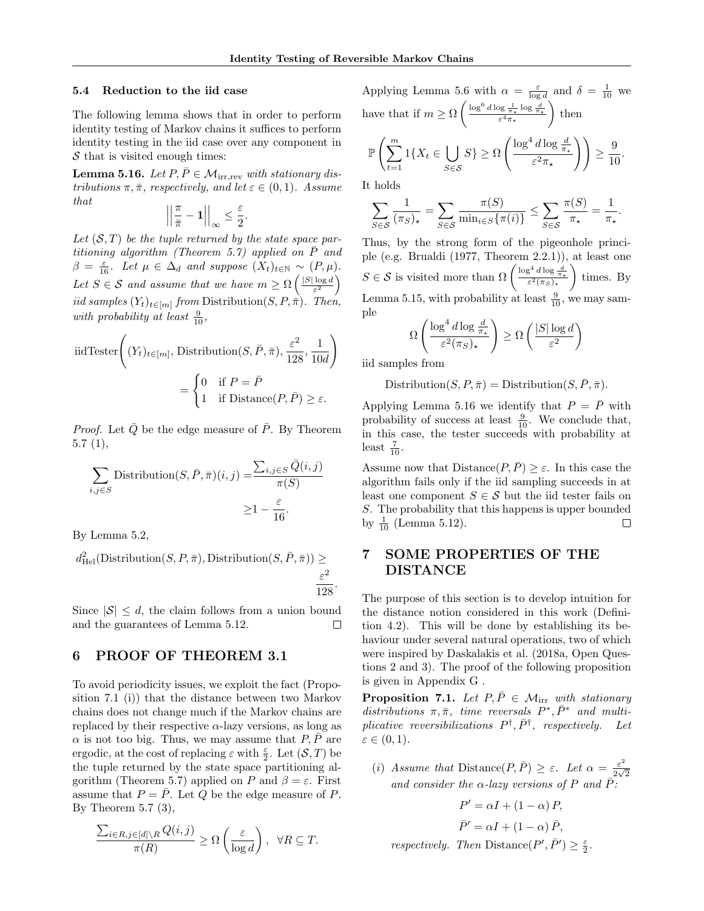### 5.4 Reduction to the iid case

The following lemma shows that in order to perform identity testing of Markov chains it suffices to perform identity testing in the iid case over any component in $\mathcal{S}$ that is visited enough times:

**Lemma 5.16.** *Let $P, \bar{P} \in \mathcal{M}_{\text{irr,rev}}$ with stationary distributions $\pi, \bar{\pi}$, respectively, and let $\varepsilon \in (0,1)$. Assume that*

$$\left|\left|\frac{\pi}{\bar{\pi}} - \mathbf{1}\right|\right|_\infty \leq \frac{\varepsilon}{2}.$$

*Let $(\mathcal{S}, T)$ be the tuple returned by the state space partitioning algorithm (Theorem 5.7) applied on $\bar{P}$ and $\beta = \frac{\varepsilon}{16}$. Let $\mu \in \Delta_d$ and suppose $(X_t)_{t\in\mathbb{N}} \sim (P, \mu)$. Let $S \in \mathcal{S}$ and assume that we have $m \geq \Omega\left(\frac{|S|\log d}{\varepsilon^2}\right)$ iid samples $(Y_t)_{t\in[m]}$ from $\text{Distribution}(S, P, \bar{\pi})$. Then, with probability at least $\frac{9}{10}$,*

$$\text{iidTester}\left((Y_t)_{t\in[m]}, \text{Distribution}(S, \bar{P}, \bar{\pi}), \frac{\varepsilon^2}{128}, \frac{1}{10d}\right) = \begin{cases} 0 & \text{if } P = \bar{P} \\ 1 & \text{if } \text{Distance}(P, \bar{P}) \geq \varepsilon. \end{cases}$$

*Proof.* Let $\bar{Q}$ be the edge measure of $\bar{P}$. By Theorem 5.7 (1),

$$\sum_{i,j\in S} \text{Distribution}(S, \bar{P}, \bar{\pi})(i,j) = \frac{\sum_{i,j\in S} \bar{Q}(i,j)}{\pi(S)} \geq 1 - \frac{\varepsilon}{16}.$$

By Lemma 5.2,

$$d^2_{\text{Hel}}(\text{Distribution}(S, P, \bar{\pi}), \text{Distribution}(S, \bar{P}, \bar{\pi})) \geq \frac{\varepsilon^2}{128}.$$

Since $|\mathcal{S}| \leq d$, the claim follows from a union bound and the guarantees of Lemma 5.12. ∎

## 6 PROOF OF THEOREM 3.1

To avoid periodicity issues, we exploit the fact (Proposition 7.1 (i)) that the distance between two Markov chains does not change much if the Markov chains are replaced by their respective $\alpha$-lazy versions, as long as $\alpha$ is not too big. Thus, we may assume that $P, \bar{P}$ are ergodic, at the cost of replacing $\varepsilon$ with $\frac{\varepsilon}{2}$. Let $(\mathcal{S}, T)$ be the tuple returned by the state space partitioning algorithm (Theorem 5.7) applied on $P$ and $\beta = \varepsilon$. First assume that $P = \bar{P}$. Let $Q$ be the edge measure of $P$. By Theorem 5.7 (3),

$$\frac{\sum_{i\in R, j\in[d]\setminus R} Q(i,j)}{\pi(R)} \geq \Omega\left(\frac{\varepsilon}{\log d}\right), \ \ \forall R \subseteq T.$$

Applying Lemma 5.6 with $\alpha = \frac{\varepsilon}{\log d}$ and $\delta = \frac{1}{10}$ we have that if $m \geq \Omega\left(\frac{\log^6 d \log \frac{1}{\pi_\star} \log \frac{d}{\pi_\star}}{\varepsilon^4 \pi_\star}\right)$ then

$$\mathbb{P}\left(\sum_{t=1}^m 1\{X_t \in \bigcup_{S\in\mathcal{S}} S\} \geq \Omega\left(\frac{\log^4 d \log \frac{d}{\pi_\star}}{\varepsilon^2 \pi_\star}\right)\right) \geq \frac{9}{10}.$$

It holds

$$\sum_{S\in\mathcal{S}} \frac{1}{(\pi_S)_\star} = \sum_{S\in\mathcal{S}} \frac{\pi(S)}{\min_{i\in S}\{\pi(i)\}} \leq \sum_{S\in\mathcal{S}} \frac{\pi(S)}{\pi_\star} = \frac{1}{\pi_\star}.$$

Thus, by the strong form of the pigeonhole principle (e.g. Brualdi (1977, Theorem 2.2.1)), at least one $S \in \mathcal{S}$ is visited more than $\Omega\left(\frac{\log^4 d \log \frac{d}{\pi_\star}}{\varepsilon^2 (\pi_S)_\star}\right)$ times. By Lemma 5.15, with probability at least $\frac{9}{10}$, we may sample

$$\Omega\left(\frac{\log^4 d \log \frac{d}{\pi_\star}}{\varepsilon^2 (\pi_S)_\star}\right) \geq \Omega\left(\frac{|S|\log d}{\varepsilon^2}\right)$$

iid samples from

$$\text{Distribution}(S, P, \bar{\pi}) = \text{Distribution}(S, \bar{P}, \bar{\pi}).$$

Applying Lemma 5.16 we identify that $P = \bar{P}$ with probability of success at least $\frac{9}{10}$. We conclude that, in this case, the tester succeeds with probability at least $\frac{7}{10}$.

Assume now that $\text{Distance}(P, \bar{P}) \geq \varepsilon$. In this case the algorithm fails only if the iid sampling succeeds in at least one component $S \in \mathcal{S}$ but the iid tester fails on $S$. The probability that this happens is upper bounded by $\frac{1}{10}$ (Lemma 5.12). ∎

## 7 SOME PROPERTIES OF THE DISTANCE

The purpose of this section is to develop intuition for the distance notion considered in this work (Definition 4.2). This will be done by establishing its behaviour under several natural operations, two of which were inspired by Daskalakis et al. (2018a, Open Questions 2 and 3). The proof of the following proposition is given in Appendix G .

**Proposition 7.1.** *Let $P, \bar{P} \in \mathcal{M}_{\text{irr}}$ with stationary distributions $\pi, \bar{\pi}$, time reversals $P^*, \bar{P}^*$ and multiplicative reversibilizations $P^\dagger, \bar{P}^\dagger$, respectively. Let $\varepsilon \in (0,1)$.*

*(i) Assume that $\text{Distance}(P, \bar{P}) \geq \varepsilon$. Let $\alpha = \frac{\varepsilon^2}{2\sqrt{2}}$ and consider the $\alpha$-lazy versions of $P$ and $\bar{P}$:*

$$P' = \alpha I + (1-\alpha) P,$$
$$\bar{P}' = \alpha I + (1-\alpha) \bar{P},$$

*respectively. Then $\text{Distance}(P', \bar{P}') \geq \frac{\varepsilon}{2}$.*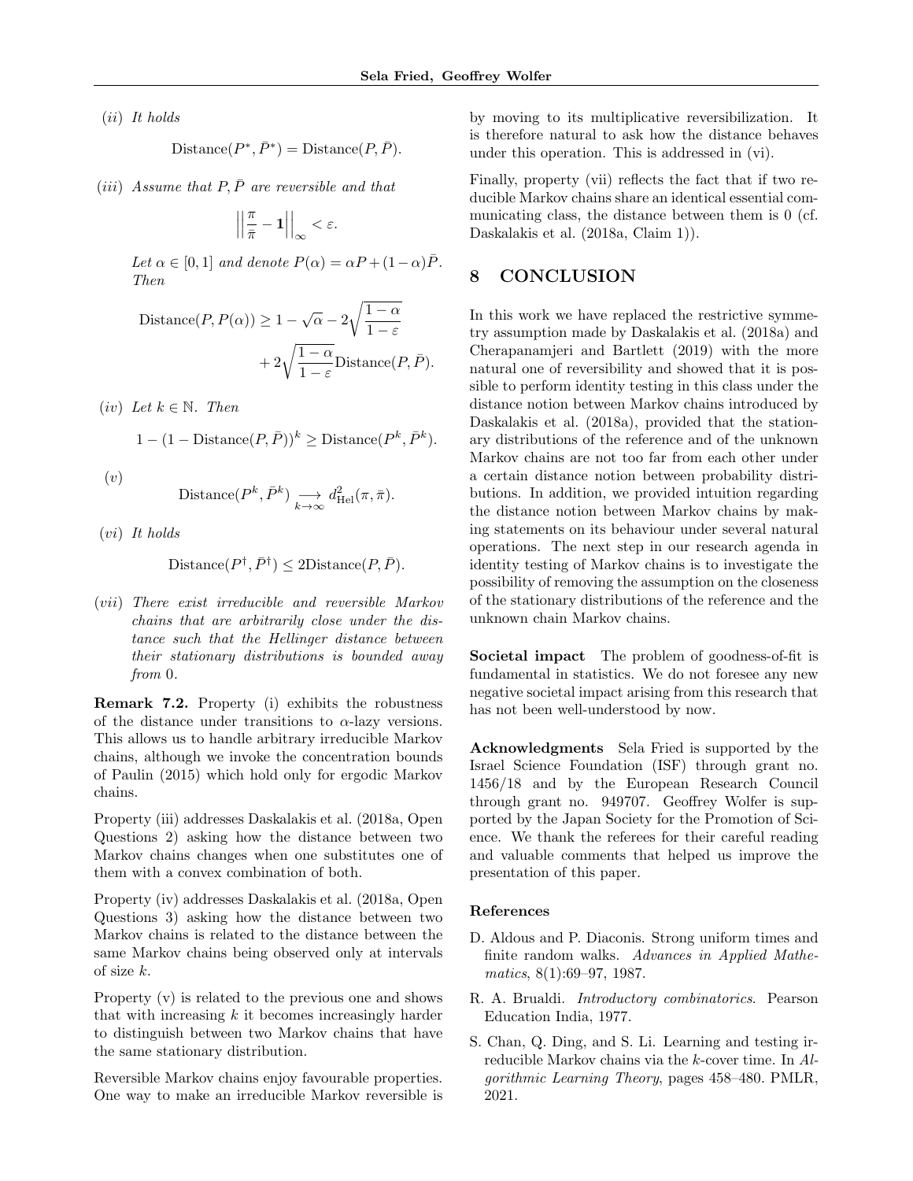(*ii*) *It holds*

$$\text{Distance}(P^*, \bar{P}^*) = \text{Distance}(P, \bar{P}).$$

(*iii*) *Assume that* $P, \bar{P}$ *are reversible and that*

$$\left|\left|\frac{\pi}{\bar{\pi}} - \mathbf{1}\right|\right|_\infty < \varepsilon.$$

*Let* $\alpha \in [0,1]$ *and denote* $P(\alpha) = \alpha P + (1-\alpha)\bar{P}$. *Then*

$$\text{Distance}(P, P(\alpha)) \geq 1 - \sqrt{\alpha} - 2\sqrt{\frac{1-\alpha}{1-\varepsilon}} + 2\sqrt{\frac{1-\alpha}{1-\varepsilon}}\text{Distance}(P, \bar{P}).$$

(*iv*) *Let* $k \in \mathbb{N}$. *Then*

$$1 - (1 - \text{Distance}(P, \bar{P}))^k \geq \text{Distance}(P^k, \bar{P}^k).$$

(*v*)

$$\text{Distance}(P^k, \bar{P}^k) \underset{k \to \infty}{\longrightarrow} d^2_{\text{Hel}}(\pi, \bar{\pi}).$$

(*vi*) *It holds*

$$\text{Distance}(P^\dagger, \bar{P}^\dagger) \leq 2\text{Distance}(P, \bar{P}).$$

(*vii*) *There exist irreducible and reversible Markov chains that are arbitrarily close under the distance such that the Hellinger distance between their stationary distributions is bounded away from* 0.

**Remark 7.2.** Property (i) exhibits the robustness of the distance under transitions to $\alpha$-lazy versions. This allows us to handle arbitrary irreducible Markov chains, although we invoke the concentration bounds of Paulin (2015) which hold only for ergodic Markov chains.

Property (iii) addresses Daskalakis et al. (2018a, Open Questions 2) asking how the distance between two Markov chains changes when one substitutes one of them with a convex combination of both.

Property (iv) addresses Daskalakis et al. (2018a, Open Questions 3) asking how the distance between two Markov chains is related to the distance between the same Markov chains being observed only at intervals of size $k$.

Property (v) is related to the previous one and shows that with increasing $k$ it becomes increasingly harder to distinguish between two Markov chains that have the same stationary distribution.

Reversible Markov chains enjoy favourable properties. One way to make an irreducible Markov reversible is by moving to its multiplicative reversibilization. It is therefore natural to ask how the distance behaves under this operation. This is addressed in (vi).

Finally, property (vii) reflects the fact that if two reducible Markov chains share an identical essential communicating class, the distance between them is 0 (cf. Daskalakis et al. (2018a, Claim 1)).

# 8 CONCLUSION

In this work we have replaced the restrictive symmetry assumption made by Daskalakis et al. (2018a) and Cherapanamjeri and Bartlett (2019) with the more natural one of reversibility and showed that it is possible to perform identity testing in this class under the distance notion between Markov chains introduced by Daskalakis et al. (2018a), provided that the stationary distributions of the reference and of the unknown Markov chains are not too far from each other under a certain distance notion between probability distributions. In addition, we provided intuition regarding the distance notion between Markov chains by making statements on its behaviour under several natural operations. The next step in our research agenda in identity testing of Markov chains is to investigate the possibility of removing the assumption on the closeness of the stationary distributions of the reference and the unknown chain Markov chains.

**Societal impact** The problem of goodness-of-fit is fundamental in statistics. We do not foresee any new negative societal impact arising from this research that has not been well-understood by now.

**Acknowledgments** Sela Fried is supported by the Israel Science Foundation (ISF) through grant no. 1456/18 and by the European Research Council through grant no. 949707. Geoffrey Wolfer is supported by the Japan Society for the Promotion of Science. We thank the referees for their careful reading and valuable comments that helped us improve the presentation of this paper.

### References

D. Aldous and P. Diaconis. Strong uniform times and finite random walks. *Advances in Applied Mathematics*, 8(1):69–97, 1987.

R. A. Brualdi. *Introductory combinatorics*. Pearson Education India, 1977.

S. Chan, Q. Ding, and S. Li. Learning and testing irreducible Markov chains via the $k$-cover time. In *Algorithmic Learning Theory*, pages 458–480. PMLR, 2021.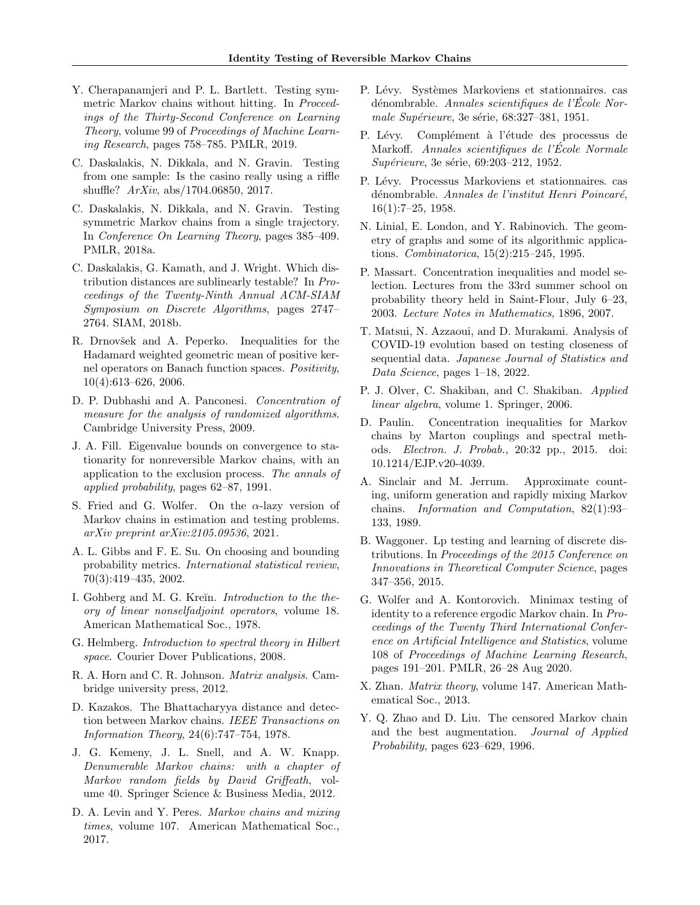Y. Cherapanamjeri and P. L. Bartlett. Testing symmetric Markov chains without hitting. In *Proceedings of the Thirty-Second Conference on Learning Theory*, volume 99 of *Proceedings of Machine Learning Research*, pages 758–785. PMLR, 2019.

C. Daskalakis, N. Dikkala, and N. Gravin. Testing from one sample: Is the casino really using a riffle shuffle? *ArXiv*, abs/1704.06850, 2017.

C. Daskalakis, N. Dikkala, and N. Gravin. Testing symmetric Markov chains from a single trajectory. In *Conference On Learning Theory*, pages 385–409. PMLR, 2018a.

C. Daskalakis, G. Kamath, and J. Wright. Which distribution distances are sublinearly testable? In *Proceedings of the Twenty-Ninth Annual ACM-SIAM Symposium on Discrete Algorithms*, pages 2747–2764. SIAM, 2018b.

R. Drnovšek and A. Peperko. Inequalities for the Hadamard weighted geometric mean of positive kernel operators on Banach function spaces. *Positivity*, 10(4):613–626, 2006.

D. P. Dubhashi and A. Panconesi. *Concentration of measure for the analysis of randomized algorithms*. Cambridge University Press, 2009.

J. A. Fill. Eigenvalue bounds on convergence to stationarity for nonreversible Markov chains, with an application to the exclusion process. *The annals of applied probability*, pages 62–87, 1991.

S. Fried and G. Wolfer. On the $\alpha$-lazy version of Markov chains in estimation and testing problems. *arXiv preprint arXiv:2105.09536*, 2021.

A. L. Gibbs and F. E. Su. On choosing and bounding probability metrics. *International statistical review*, 70(3):419–435, 2002.

I. Gohberg and M. G. Kreĭn. *Introduction to the theory of linear nonselfadjoint operators*, volume 18. American Mathematical Soc., 1978.

G. Helmberg. *Introduction to spectral theory in Hilbert space*. Courier Dover Publications, 2008.

R. A. Horn and C. R. Johnson. *Matrix analysis*. Cambridge university press, 2012.

D. Kazakos. The Bhattacharyya distance and detection between Markov chains. *IEEE Transactions on Information Theory*, 24(6):747–754, 1978.

J. G. Kemeny, J. L. Snell, and A. W. Knapp. *Denumerable Markov chains: with a chapter of Markov random fields by David Griffeath*, volume 40. Springer Science & Business Media, 2012.

D. A. Levin and Y. Peres. *Markov chains and mixing times*, volume 107. American Mathematical Soc., 2017.

P. Lévy. Systèmes Markoviens et stationnaires. cas dénombrable. *Annales scientifiques de l'École Normale Supérieure*, 3e série, 68:327–381, 1951.

P. Lévy. Complément à l'étude des processus de Markoff. *Annales scientifiques de l'École Normale Supérieure*, 3e série, 69:203–212, 1952.

P. Lévy. Processus Markoviens et stationnaires. cas dénombrable. *Annales de l'institut Henri Poincaré*, 16(1):7–25, 1958.

N. Linial, E. London, and Y. Rabinovich. The geometry of graphs and some of its algorithmic applications. *Combinatorica*, 15(2):215–245, 1995.

P. Massart. Concentration inequalities and model selection. Lectures from the 33rd summer school on probability theory held in Saint-Flour, July 6–23, 2003. *Lecture Notes in Mathematics*, 1896, 2007.

T. Matsui, N. Azzaoui, and D. Murakami. Analysis of COVID-19 evolution based on testing closeness of sequential data. *Japanese Journal of Statistics and Data Science*, pages 1–18, 2022.

P. J. Olver, C. Shakiban, and C. Shakiban. *Applied linear algebra*, volume 1. Springer, 2006.

D. Paulin. Concentration inequalities for Markov chains by Marton couplings and spectral methods. *Electron. J. Probab.*, 20:32 pp., 2015. doi: 10.1214/EJP.v20-4039.

A. Sinclair and M. Jerrum. Approximate counting, uniform generation and rapidly mixing Markov chains. *Information and Computation*, 82(1):93–133, 1989.

B. Waggoner. Lp testing and learning of discrete distributions. In *Proceedings of the 2015 Conference on Innovations in Theoretical Computer Science*, pages 347–356, 2015.

G. Wolfer and A. Kontorovich. Minimax testing of identity to a reference ergodic Markov chain. In *Proceedings of the Twenty Third International Conference on Artificial Intelligence and Statistics*, volume 108 of *Proceedings of Machine Learning Research*, pages 191–201. PMLR, 26–28 Aug 2020.

X. Zhan. *Matrix theory*, volume 147. American Mathematical Soc., 2013.

Y. Q. Zhao and D. Liu. The censored Markov chain and the best augmentation. *Journal of Applied Probability*, pages 623–629, 1996.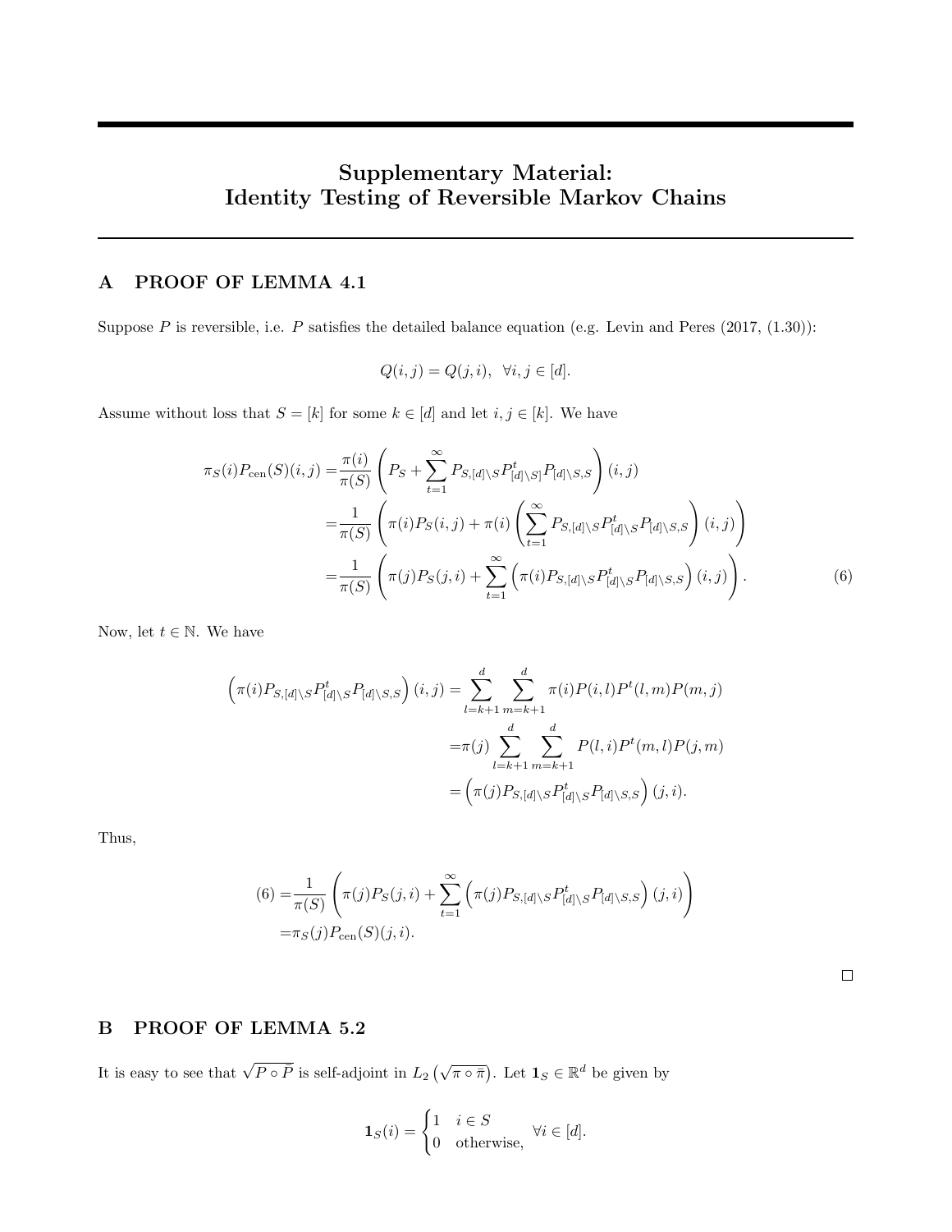# Supplementary Material: Identity Testing of Reversible Markov Chains

## A PROOF OF LEMMA 4.1

Suppose $P$ is reversible, i.e. $P$ satisfies the detailed balance equation (e.g. Levin and Peres (2017, (1.30))):

$$Q(i,j) = Q(j,i), \quad \forall i,j \in [d].$$

Assume without loss that $S = [k]$ for some $k \in [d]$ and let $i, j \in [k]$. We have

$$\begin{aligned}
\pi_S(i) P_{\text{cen}}(S)(i,j) =& \frac{\pi(i)}{\pi(S)} \left( P_S + \sum_{t=1}^{\infty} P_{S,[d]\setminus S} P^t_{[d]\setminus S]} P_{[d]\setminus S,S} \right)(i,j) \\
=& \frac{1}{\pi(S)} \left( \pi(i) P_S(i,j) + \pi(i) \left( \sum_{t=1}^{\infty} P_{S,[d]\setminus S} P^t_{[d]\setminus S} P_{[d]\setminus S,S} \right)(i,j) \right) \\
=& \frac{1}{\pi(S)} \left( \pi(j) P_S(j,i) + \sum_{t=1}^{\infty} \left( \pi(i) P_{S,[d]\setminus S} P^t_{[d]\setminus S} P_{[d]\setminus S,S} \right)(i,j) \right).
\end{aligned} \tag{6}$$

Now, let $t \in \mathbb{N}$. We have

$$\begin{aligned}
\left( \pi(i) P_{S,[d]\setminus S} P^t_{[d]\setminus S} P_{[d]\setminus S,S} \right)(i,j) =& \sum_{l=k+1}^{d} \sum_{m=k+1}^{d} \pi(i) P(i,l) P^t(l,m) P(m,j) \\
=& \pi(j) \sum_{l=k+1}^{d} \sum_{m=k+1}^{d} P(l,i) P^t(m,l) P(j,m) \\
=& \left( \pi(j) P_{S,[d]\setminus S} P^t_{[d]\setminus S} P_{[d]\setminus S,S} \right)(j,i).
\end{aligned}$$

Thus,

$$\begin{aligned}
(6) =& \frac{1}{\pi(S)} \left( \pi(j) P_S(j,i) + \sum_{t=1}^{\infty} \left( \pi(j) P_{S,[d]\setminus S} P^t_{[d]\setminus S} P_{[d]\setminus S,S} \right)(j,i) \right) \\
=& \pi_S(j) P_{\text{cen}}(S)(j,i).
\end{aligned}$$

□

## B PROOF OF LEMMA 5.2

It is easy to see that $\sqrt{P \circ \bar{P}}$ is self-adjoint in $L_2\left(\sqrt{\pi \circ \bar{\pi}}\right)$. Let $\mathbf{1}_S \in \mathbb{R}^d$ be given by

$$\mathbf{1}_S(i) = \begin{cases} 1 & i \in S \\ 0 & \text{otherwise,} \end{cases} \quad \forall i \in [d].$$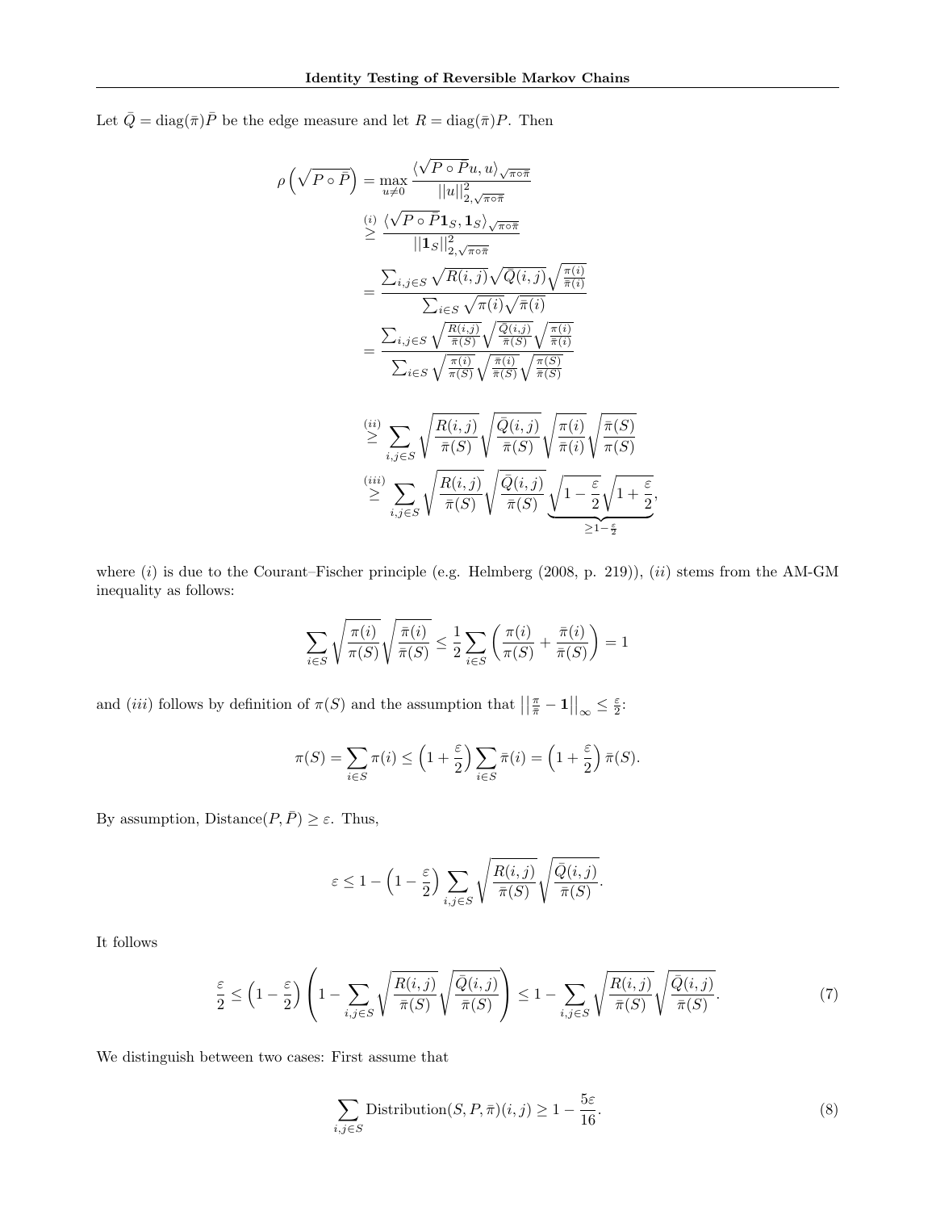Let $\bar{Q} = \mathrm{diag}(\bar{\pi})\bar{P}$ be the edge measure and let $R = \mathrm{diag}(\bar{\pi})P$. Then

$$
\begin{aligned}
\rho\left(\sqrt{P \circ \bar{P}}\right) &= \max_{u \neq 0} \frac{\langle \sqrt{P \circ \bar{P}} u, u \rangle_{\sqrt{\pi \circ \bar{\pi}}}}{||u||^2_{2,\sqrt{\pi \circ \bar{\pi}}}} \\
&\overset{(i)}{\geq} \frac{\langle \sqrt{P \circ \bar{P}} \mathbf{1}_S, \mathbf{1}_S \rangle_{\sqrt{\pi \circ \bar{\pi}}}}{||\mathbf{1}_S||^2_{2,\sqrt{\pi \circ \bar{\pi}}}} \\
&= \frac{\sum_{i,j \in S} \sqrt{R(i,j)} \sqrt{\bar{Q}(i,j)} \sqrt{\frac{\pi(i)}{\bar{\pi}(i)}}}{\sum_{i \in S} \sqrt{\pi(i)} \sqrt{\bar{\pi}(i)}} \\
&= \frac{\sum_{i,j \in S} \sqrt{\frac{R(i,j)}{\bar{\pi}(S)}} \sqrt{\frac{\bar{Q}(i,j)}{\bar{\pi}(S)}} \sqrt{\frac{\pi(i)}{\bar{\pi}(i)}}}{\sum_{i \in S} \sqrt{\frac{\pi(i)}{\pi(S)}} \sqrt{\frac{\bar{\pi}(i)}{\bar{\pi}(S)}} \sqrt{\frac{\pi(S)}{\bar{\pi}(S)}}} \\
&\overset{(ii)}{\geq} \sum_{i,j \in S} \sqrt{\frac{R(i,j)}{\bar{\pi}(S)}} \sqrt{\frac{\bar{Q}(i,j)}{\bar{\pi}(S)}} \sqrt{\frac{\pi(i)}{\bar{\pi}(i)}} \sqrt{\frac{\bar{\pi}(S)}{\pi(S)}} \\
&\overset{(iii)}{\geq} \sum_{i,j \in S} \sqrt{\frac{R(i,j)}{\bar{\pi}(S)}} \sqrt{\frac{\bar{Q}(i,j)}{\bar{\pi}(S)}} \underbrace{\sqrt{1 - \frac{\varepsilon}{2}} \sqrt{1 + \frac{\varepsilon}{2}}}_{\geq 1 - \frac{\varepsilon}{2}},
\end{aligned}
$$

where $(i)$ is due to the Courant–Fischer principle (e.g. Helmberg (2008, p. 219)), $(ii)$ stems from the AM-GM inequality as follows:

$$
\sum_{i \in S} \sqrt{\frac{\pi(i)}{\pi(S)}} \sqrt{\frac{\bar{\pi}(i)}{\bar{\pi}(S)}} \leq \frac{1}{2} \sum_{i \in S} \left( \frac{\pi(i)}{\pi(S)} + \frac{\bar{\pi}(i)}{\bar{\pi}(S)} \right) = 1
$$

and $(iii)$ follows by definition of $\pi(S)$ and the assumption that $\left|\left| \frac{\pi}{\bar{\pi}} - \mathbf{1} \right|\right|_\infty \leq \frac{\varepsilon}{2}$:

$$
\pi(S) = \sum_{i \in S} \pi(i) \leq \left(1 + \frac{\varepsilon}{2}\right) \sum_{i \in S} \bar{\pi}(i) = \left(1 + \frac{\varepsilon}{2}\right) \bar{\pi}(S).
$$

By assumption, $\mathrm{Distance}(P, \bar{P}) \geq \varepsilon$. Thus,

$$
\varepsilon \leq 1 - \left(1 - \frac{\varepsilon}{2}\right) \sum_{i,j \in S} \sqrt{\frac{R(i,j)}{\bar{\pi}(S)}} \sqrt{\frac{\bar{Q}(i,j)}{\bar{\pi}(S)}}.
$$

It follows

$$
\frac{\varepsilon}{2} \leq \left(1 - \frac{\varepsilon}{2}\right) \left(1 - \sum_{i,j \in S} \sqrt{\frac{R(i,j)}{\bar{\pi}(S)}} \sqrt{\frac{\bar{Q}(i,j)}{\bar{\pi}(S)}}\right) \leq 1 - \sum_{i,j \in S} \sqrt{\frac{R(i,j)}{\bar{\pi}(S)}} \sqrt{\frac{\bar{Q}(i,j)}{\bar{\pi}(S)}}. \tag{7}
$$

We distinguish between two cases: First assume that

$$
\sum_{i,j \in S} \mathrm{Distribution}(S, P, \bar{\pi})(i,j) \geq 1 - \frac{5\varepsilon}{16}. \tag{8}
$$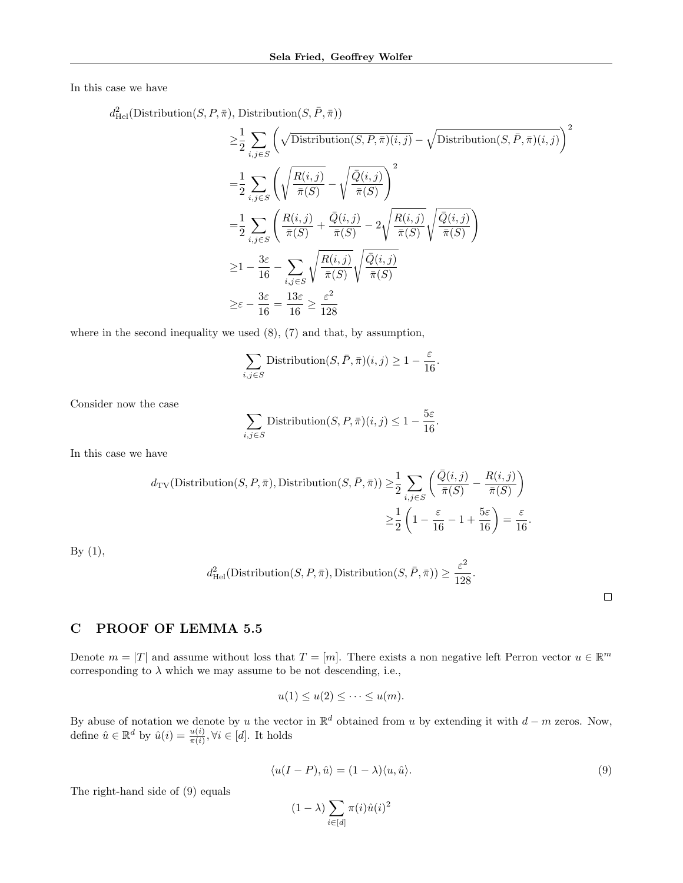In this case we have

$$
\begin{aligned}
d^2_{\mathrm{Hel}}&(\mathrm{Distribution}(S, P, \bar{\pi}), \mathrm{Distribution}(S, \bar{P}, \bar{\pi})) \\
&\geq \frac{1}{2} \sum_{i,j \in S} \left( \sqrt{\mathrm{Distribution}(S, P, \bar{\pi})(i,j)} - \sqrt{\mathrm{Distribution}(S, \bar{P}, \bar{\pi})(i,j)} \right)^2 \\
&= \frac{1}{2} \sum_{i,j \in S} \left( \sqrt{\frac{R(i,j)}{\bar{\pi}(S)}} - \sqrt{\frac{\bar{Q}(i,j)}{\bar{\pi}(S)}} \right)^2 \\
&= \frac{1}{2} \sum_{i,j \in S} \left( \frac{R(i,j)}{\bar{\pi}(S)} + \frac{\bar{Q}(i,j)}{\bar{\pi}(S)} - 2\sqrt{\frac{R(i,j)}{\bar{\pi}(S)}} \sqrt{\frac{\bar{Q}(i,j)}{\bar{\pi}(S)}} \right) \\
&\geq 1 - \frac{3\varepsilon}{16} - \sum_{i,j \in S} \sqrt{\frac{R(i,j)}{\bar{\pi}(S)}} \sqrt{\frac{\bar{Q}(i,j)}{\bar{\pi}(S)}} \\
&\geq \varepsilon - \frac{3\varepsilon}{16} = \frac{13\varepsilon}{16} \geq \frac{\varepsilon^2}{128}
\end{aligned}
$$

where in the second inequality we used (8), (7) and that, by assumption,

$$
\sum_{i,j \in S} \mathrm{Distribution}(S, \bar{P}, \bar{\pi})(i,j) \geq 1 - \frac{\varepsilon}{16}.
$$

Consider now the case

$$
\sum_{i,j \in S} \mathrm{Distribution}(S, P, \bar{\pi})(i,j) \leq 1 - \frac{5\varepsilon}{16}.
$$

In this case we have

$$
\begin{aligned}
d_{\mathrm{TV}}(\mathrm{Distribution}(S, P, \bar{\pi}), \mathrm{Distribution}(S, \bar{P}, \bar{\pi})) &\geq \frac{1}{2} \sum_{i,j \in S} \left( \frac{\bar{Q}(i,j)}{\bar{\pi}(S)} - \frac{R(i,j)}{\bar{\pi}(S)} \right) \\
&\geq \frac{1}{2} \left( 1 - \frac{\varepsilon}{16} - 1 + \frac{5\varepsilon}{16} \right) = \frac{\varepsilon}{16}.
\end{aligned}
$$

By (1),

$$
d^2_{\mathrm{Hel}}(\mathrm{Distribution}(S, P, \bar{\pi}), \mathrm{Distribution}(S, \bar{P}, \bar{\pi})) \geq \frac{\varepsilon^2}{128}.
$$

□

# C PROOF OF LEMMA 5.5

Denote $m = |T|$ and assume without loss that $T = [m]$. There exists a non negative left Perron vector $u \in \mathbb{R}^m$ corresponding to $\lambda$ which we may assume to be not descending, i.e.,

$$
u(1) \leq u(2) \leq \cdots \leq u(m).
$$

By abuse of notation we denote by $u$ the vector in $\mathbb{R}^d$ obtained from $u$ by extending it with $d - m$ zeros. Now, define $\hat{u} \in \mathbb{R}^d$ by $\hat{u}(i) = \frac{u(i)}{\pi(i)}, \forall i \in [d]$. It holds

$$
\langle u(I - P), \hat{u} \rangle = (1 - \lambda)\langle u, \hat{u} \rangle. \tag{9}
$$

The right-hand side of (9) equals

$$
(1 - \lambda) \sum_{i \in [d]} \pi(i)\hat{u}(i)^2
$$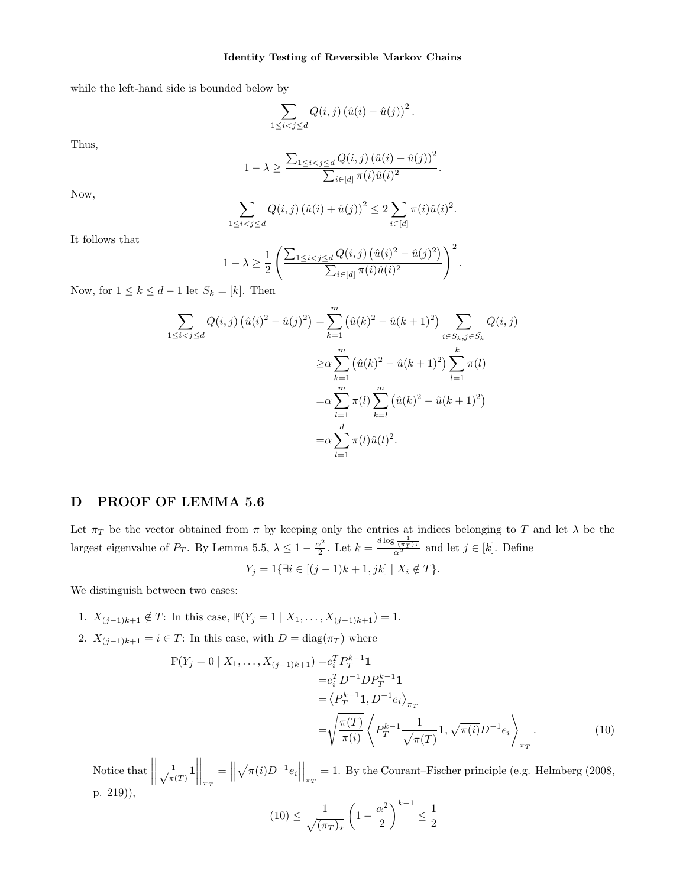while the left-hand side is bounded below by

$$\sum_{1 \le i < j \le d} Q(i,j) \left(\hat{u}(i) - \hat{u}(j)\right)^2.$$

Thus,

$$1 - \lambda \ge \frac{\sum_{1 \le i < j \le d} Q(i,j) \left(\hat{u}(i) - \hat{u}(j)\right)^2}{\sum_{i \in [d]} \pi(i) \hat{u}(i)^2}.$$

Now,

$$\sum_{1 \le i < j \le d} Q(i,j) \left(\hat{u}(i) + \hat{u}(j)\right)^2 \le 2 \sum_{i \in [d]} \pi(i) \hat{u}(i)^2.$$

It follows that

$$1 - \lambda \ge \frac{1}{2} \left( \frac{\sum_{1 \le i < j \le d} Q(i,j) \left(\hat{u}(i)^2 - \hat{u}(j)^2\right)}{\sum_{i \in [d]} \pi(i) \hat{u}(i)^2} \right)^2.$$

Now, for $1 \le k \le d-1$ let $S_k = [k]$. Then

$$\begin{aligned}
\sum_{1 \le i < j \le d} Q(i,j) \left(\hat{u}(i)^2 - \hat{u}(j)^2\right) =& \sum_{k=1}^{m} \left(\hat{u}(k)^2 - \hat{u}(k+1)^2\right) \sum_{i \in S_k, j \in \bar{S_k}} Q(i,j) \\
\ge& \alpha \sum_{k=1}^{m} \left(\hat{u}(k)^2 - \hat{u}(k+1)^2\right) \sum_{l=1}^{k} \pi(l) \\
=& \alpha \sum_{l=1}^{m} \pi(l) \sum_{k=l}^{m} \left(\hat{u}(k)^2 - \hat{u}(k+1)^2\right) \\
=& \alpha \sum_{l=1}^{d} \pi(l) \hat{u}(l)^2.
\end{aligned}$$

□

## D PROOF OF LEMMA 5.6

Let $\pi_T$ be the vector obtained from $\pi$ by keeping only the entries at indices belonging to $T$ and let $\lambda$ be the largest eigenvalue of $P_T$. By Lemma 5.5, $\lambda \le 1 - \frac{\alpha^2}{2}$. Let $k = \frac{8 \log \frac{1}{(\pi_T)_\star}}{\alpha^2}$ and let $j \in [k]$. Define

$$Y_j = 1\{\exists i \in [(j-1)k+1, jk] \mid X_i \notin T\}.$$

We distinguish between two cases:

1. $X_{(j-1)k+1} \notin T$: In this case, $\mathbb{P}(Y_j = 1 \mid X_1, \ldots, X_{(j-1)k+1}) = 1$.
2. $X_{(j-1)k+1} = i \in T$: In this case, with $D = \operatorname{diag}(\pi_T)$ where

$$\begin{aligned}
\mathbb{P}(Y_j = 0 \mid X_1, \ldots, X_{(j-1)k+1}) =& e_i^T P_T^{k-1} \mathbf{1} \\
=& e_i^T D^{-1} D P_T^{k-1} \mathbf{1} \\
=& \left\langle P_T^{k-1} \mathbf{1}, D^{-1} e_i \right\rangle_{\pi_T} \\
=& \sqrt{\frac{\pi(T)}{\pi(i)}} \left\langle P_T^{k-1} \frac{1}{\sqrt{\pi(T)}} \mathbf{1}, \sqrt{\pi(i)} D^{-1} e_i \right\rangle_{\pi_T}. \qquad (10)
\end{aligned}$$

Notice that $\left\| \frac{1}{\sqrt{\pi(T)}} \mathbf{1} \right\|_{\pi_T} = \left\| \sqrt{\pi(i)} D^{-1} e_i \right\|_{\pi_T} = 1$. By the Courant–Fischer principle (e.g. Helmberg (2008, p. 219)),

$$(10) \le \frac{1}{\sqrt{(\pi_T)_\star}} \left(1 - \frac{\alpha^2}{2}\right)^{k-1} \le \frac{1}{2}$$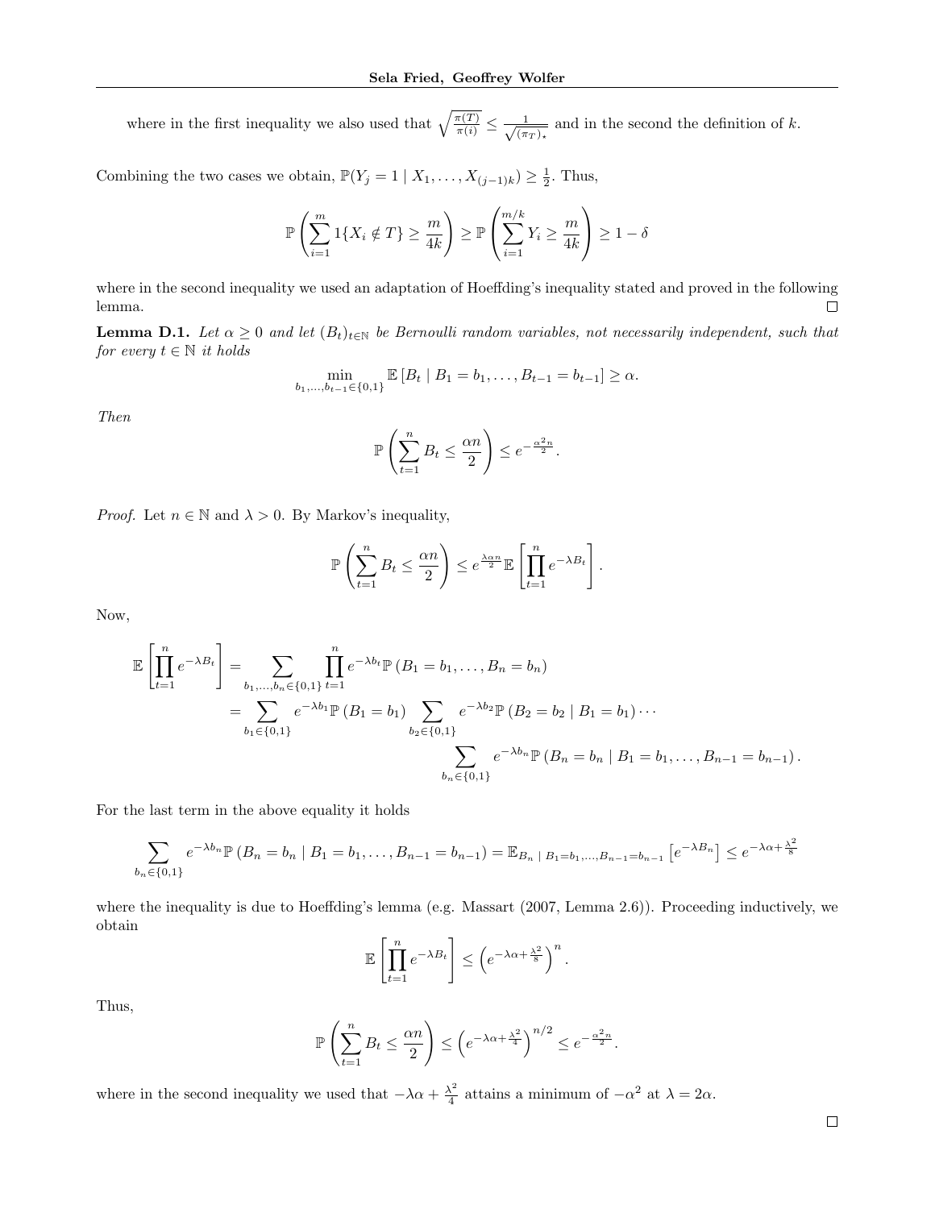where in the first inequality we also used that $\sqrt{\frac{\pi(T)}{\pi(i)}} \leq \frac{1}{\sqrt{(\pi_T)_\star}}$ and in the second the definition of $k$.

Combining the two cases we obtain, $\mathbb{P}(Y_j = 1 \mid X_1, \ldots, X_{(j-1)k}) \geq \frac{1}{2}$. Thus,

$$\mathbb{P}\left(\sum_{i=1}^{m} 1\{X_i \notin T\} \geq \frac{m}{4k}\right) \geq \mathbb{P}\left(\sum_{i=1}^{m/k} Y_i \geq \frac{m}{4k}\right) \geq 1 - \delta$$

where in the second inequality we used an adaptation of Hoeffding's inequality stated and proved in the following lemma. □

**Lemma D.1.** *Let $\alpha \geq 0$ and let $(B_t)_{t\in\mathbb{N}}$ be Bernoulli random variables, not necessarily independent, such that for every $t \in \mathbb{N}$ it holds*

$$\min_{b_1,\ldots,b_{t-1}\in\{0,1\}} \mathbb{E}\left[B_t \mid B_1 = b_1, \ldots, B_{t-1} = b_{t-1}\right] \geq \alpha.$$

*Then*

$$\mathbb{P}\left(\sum_{t=1}^{n} B_t \leq \frac{\alpha n}{2}\right) \leq e^{-\frac{\alpha^2 n}{2}}.$$

*Proof.* Let $n \in \mathbb{N}$ and $\lambda > 0$. By Markov's inequality,

$$\mathbb{P}\left(\sum_{t=1}^{n} B_t \leq \frac{\alpha n}{2}\right) \leq e^{\frac{\lambda\alpha n}{2}} \mathbb{E}\left[\prod_{t=1}^{n} e^{-\lambda B_t}\right].$$

Now,

$$\begin{aligned}
\mathbb{E}\left[\prod_{t=1}^{n} e^{-\lambda B_t}\right] &= \sum_{b_1,\ldots,b_n\in\{0,1\}} \prod_{t=1}^{n} e^{-\lambda b_t} \mathbb{P}\left(B_1 = b_1, \ldots, B_n = b_n\right) \\
&= \sum_{b_1\in\{0,1\}} e^{-\lambda b_1} \mathbb{P}\left(B_1 = b_1\right) \sum_{b_2\in\{0,1\}} e^{-\lambda b_2} \mathbb{P}\left(B_2 = b_2 \mid B_1 = b_1\right) \cdots \\
&\qquad \sum_{b_n\in\{0,1\}} e^{-\lambda b_n} \mathbb{P}\left(B_n = b_n \mid B_1 = b_1, \ldots, B_{n-1} = b_{n-1}\right).
\end{aligned}$$

For the last term in the above equality it holds

$$\sum_{b_n\in\{0,1\}} e^{-\lambda b_n} \mathbb{P}\left(B_n = b_n \mid B_1 = b_1, \ldots, B_{n-1} = b_{n-1}\right) = \mathbb{E}_{B_n \mid B_1=b_1,\ldots,B_{n-1}=b_{n-1}}\left[e^{-\lambda B_n}\right] \leq e^{-\lambda\alpha + \frac{\lambda^2}{8}}$$

where the inequality is due to Hoeffding's lemma (e.g. Massart (2007, Lemma 2.6)). Proceeding inductively, we obtain

$$\mathbb{E}\left[\prod_{t=1}^{n} e^{-\lambda B_t}\right] \leq \left(e^{-\lambda\alpha + \frac{\lambda^2}{8}}\right)^n.$$

Thus,

$$\mathbb{P}\left(\sum_{t=1}^{n} B_t \leq \frac{\alpha n}{2}\right) \leq \left(e^{-\lambda\alpha + \frac{\lambda^2}{4}}\right)^{n/2} \leq e^{-\frac{\alpha^2 n}{2}}.$$

where in the second inequality we used that $-\lambda\alpha + \frac{\lambda^2}{4}$ attains a minimum of $-\alpha^2$ at $\lambda = 2\alpha$.

□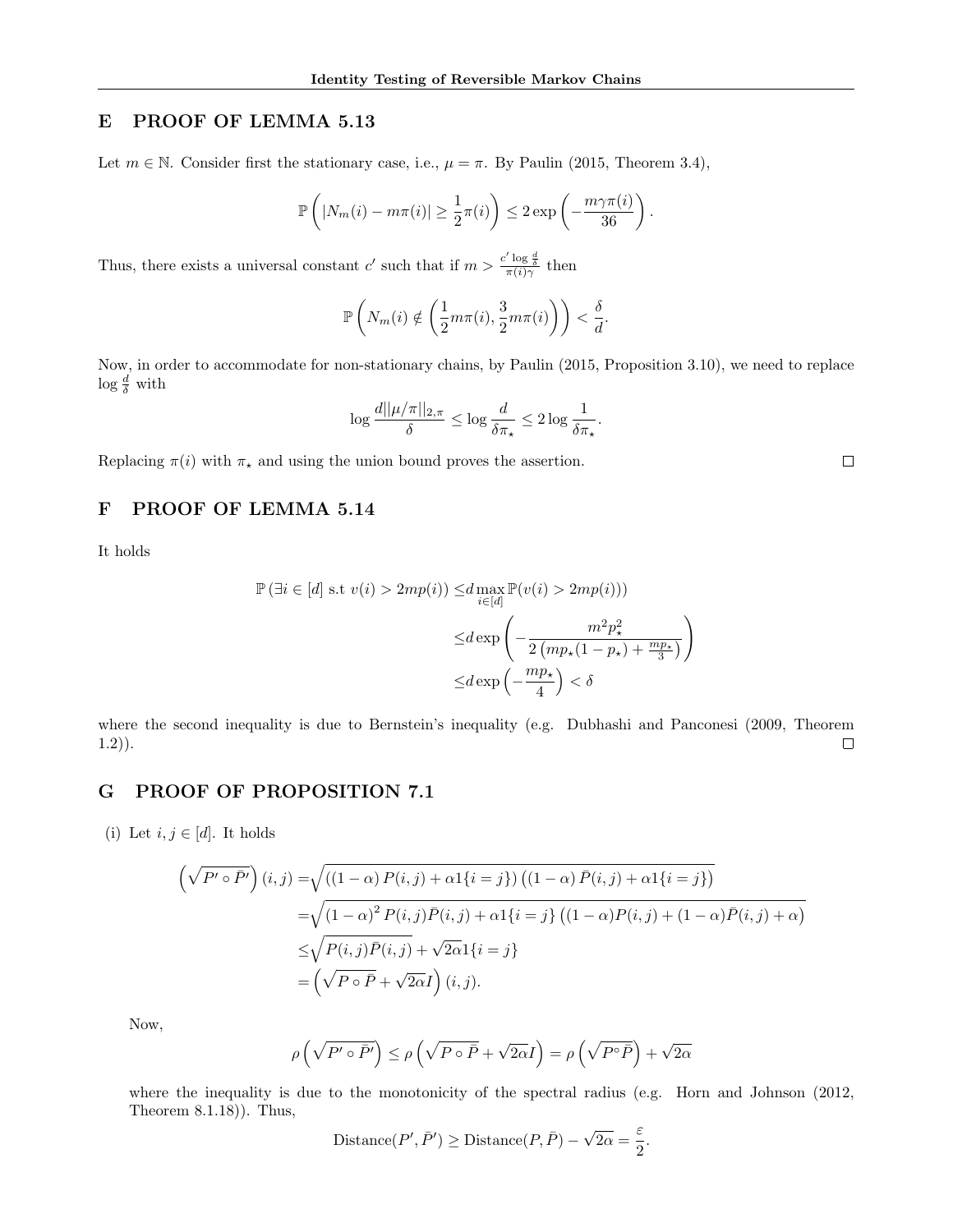## E PROOF OF LEMMA 5.13

Let $m \in \mathbb{N}$. Consider first the stationary case, i.e., $\mu = \pi$. By Paulin (2015, Theorem 3.4),

$$\mathbb{P}\left(|N_m(i) - m\pi(i)| \geq \frac{1}{2}\pi(i)\right) \leq 2\exp\left(-\frac{m\gamma\pi(i)}{36}\right).$$

Thus, there exists a universal constant $c'$ such that if $m > \frac{c' \log \frac{d}{\delta}}{\pi(i)\gamma}$ then

$$\mathbb{P}\left(N_m(i) \notin \left(\frac{1}{2}m\pi(i), \frac{3}{2}m\pi(i)\right)\right) < \frac{\delta}{d}.$$

Now, in order to accommodate for non-stationary chains, by Paulin (2015, Proposition 3.10), we need to replace $\log \frac{d}{\delta}$ with

$$\log \frac{d||\mu/\pi||_{2,\pi}}{\delta} \leq \log \frac{d}{\delta\pi_\star} \leq 2\log\frac{1}{\delta\pi_\star}.$$

Replacing $\pi(i)$ with $\pi_\star$ and using the union bound proves the assertion. $\square$

## F PROOF OF LEMMA 5.14

It holds

$$\begin{aligned}
\mathbb{P}\left(\exists i \in [d] \text{ s.t } v(i) > 2mp(i)\right) \leq & d \max_{i\in[d]} \mathbb{P}(v(i) > 2mp(i))) \\
\leq & d \exp\left(-\frac{m^2 p_\star^2}{2\left(mp_\star(1-p_\star) + \frac{mp_\star}{3}\right)}\right) \\
\leq & d\exp\left(-\frac{mp_\star}{4}\right) < \delta
\end{aligned}$$

where the second inequality is due to Bernstein's inequality (e.g. Dubhashi and Panconesi (2009, Theorem 1.2)). $\square$

## G PROOF OF PROPOSITION 7.1

(i) Let $i, j \in [d]$. It holds

$$\begin{aligned}
\left(\sqrt{P' \circ \bar{P}'}\right)(i,j) =& \sqrt{\left((1-\alpha)P(i,j) + \alpha 1\{i=j\}\right)\left((1-\alpha)\bar{P}(i,j) + \alpha 1\{i=j\}\right)} \\
=& \sqrt{(1-\alpha)^2 P(i,j)\bar{P}(i,j) + \alpha 1\{i=j\}\left((1-\alpha)P(i,j) + (1-\alpha)\bar{P}(i,j) + \alpha\right)} \\
\leq & \sqrt{P(i,j)\bar{P}(i,j)} + \sqrt{2\alpha}1\{i=j\} \\
=& \left(\sqrt{P \circ \bar{P}} + \sqrt{2\alpha}I\right)(i,j).
\end{aligned}$$

Now,

$$\rho\left(\sqrt{P' \circ \bar{P}'}\right) \leq \rho\left(\sqrt{P \circ \bar{P}} + \sqrt{2\alpha}I\right) = \rho\left(\sqrt{P^\circ \bar{P}}\right) + \sqrt{2\alpha}$$

where the inequality is due to the monotonicity of the spectral radius (e.g. Horn and Johnson (2012, Theorem 8.1.18)). Thus,

$$\text{Distance}(P', \bar{P}') \geq \text{Distance}(P, \bar{P}) - \sqrt{2\alpha} = \frac{\varepsilon}{2}.$$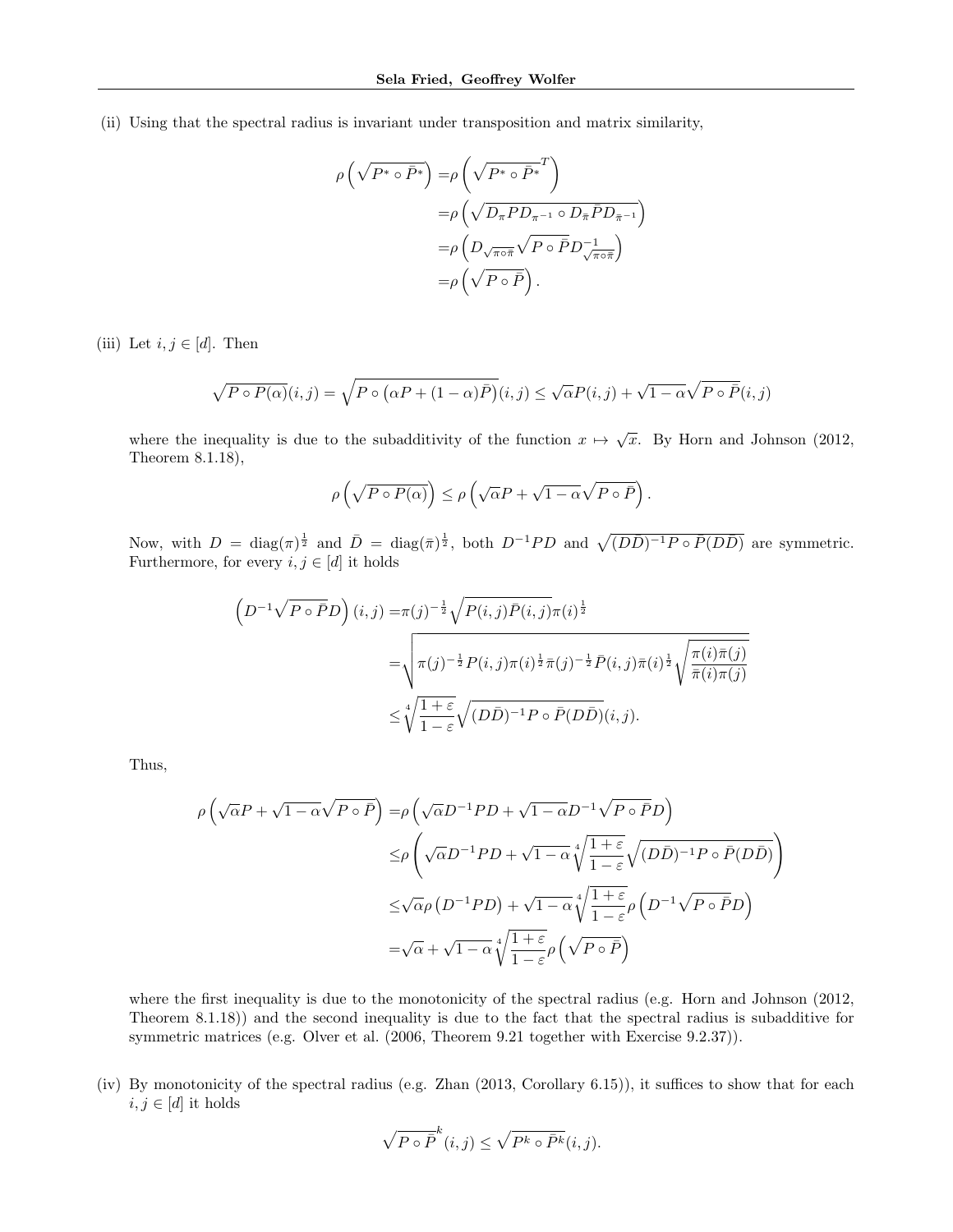(ii) Using that the spectral radius is invariant under transposition and matrix similarity,

$$\begin{aligned}
\rho\left(\sqrt{P^* \circ \bar{P}^*}\right) =& \rho\left(\sqrt{P^* \circ \bar{P}^*}^T\right) \\
=& \rho\left(\sqrt{D_\pi P D_{\pi^{-1}} \circ D_{\bar{\pi}} \bar{P} D_{\bar{\pi}^{-1}}}\right) \\
=& \rho\left(D_{\sqrt{\pi \circ \bar{\pi}}} \sqrt{P \circ \bar{P}} D^{-1}_{\sqrt{\pi \circ \bar{\pi}}}\right) \\
=& \rho\left(\sqrt{P \circ \bar{P}}\right).
\end{aligned}$$

(iii) Let $i, j \in [d]$. Then

$$\sqrt{P \circ P(\alpha)}(i,j) = \sqrt{P \circ \left(\alpha P + (1-\alpha)\bar{P}\right)}(i,j) \leq \sqrt{\alpha} P(i,j) + \sqrt{1-\alpha}\sqrt{P \circ \bar{P}}(i,j)$$

where the inequality is due to the subadditivity of the function $x \mapsto \sqrt{x}$. By Horn and Johnson (2012, Theorem 8.1.18),

$$\rho\left(\sqrt{P \circ P(\alpha)}\right) \leq \rho\left(\sqrt{\alpha} P + \sqrt{1-\alpha}\sqrt{P \circ \bar{P}}\right).$$

Now, with $D = \mathrm{diag}(\pi)^{\frac{1}{2}}$ and $\bar{D} = \mathrm{diag}(\bar{\pi})^{\frac{1}{2}}$, both $D^{-1} P D$ and $\sqrt{(D\bar{D})^{-1} P \circ \bar{P} (D\bar{D})}$ are symmetric. Furthermore, for every $i, j \in [d]$ it holds

$$\begin{aligned}
\left(D^{-1}\sqrt{P \circ \bar{P}} D\right)(i,j) =& \pi(j)^{-\frac{1}{2}} \sqrt{P(i,j)\bar{P}(i,j)} \pi(i)^{\frac{1}{2}} \\
=& \sqrt{\pi(j)^{-\frac{1}{2}} P(i,j) \pi(i)^{\frac{1}{2}} \bar{\pi}(j)^{-\frac{1}{2}} \bar{P}(i,j) \bar{\pi}(i)^{\frac{1}{2}} \sqrt{\frac{\pi(i)\bar{\pi}(j)}{\bar{\pi}(i)\pi(j)}}} \\
\leq& \sqrt[4]{\frac{1+\varepsilon}{1-\varepsilon}} \sqrt{(D\bar{D})^{-1} P \circ \bar{P} (D\bar{D})}(i,j).
\end{aligned}$$

Thus,

$$\begin{aligned}
\rho\left(\sqrt{\alpha} P + \sqrt{1-\alpha}\sqrt{P \circ \bar{P}}\right) =& \rho\left(\sqrt{\alpha} D^{-1} P D + \sqrt{1-\alpha} D^{-1}\sqrt{P \circ \bar{P}} D\right) \\
\leq& \rho\left(\sqrt{\alpha} D^{-1} P D + \sqrt{1-\alpha}\sqrt[4]{\frac{1+\varepsilon}{1-\varepsilon}} \sqrt{(D\bar{D})^{-1} P \circ \bar{P} (D\bar{D})}\right) \\
\leq& \sqrt{\alpha}\rho\left(D^{-1} P D\right) + \sqrt{1-\alpha}\sqrt[4]{\frac{1+\varepsilon}{1-\varepsilon}} \rho\left(D^{-1}\sqrt{P \circ \bar{P}} D\right) \\
=& \sqrt{\alpha} + \sqrt{1-\alpha}\sqrt[4]{\frac{1+\varepsilon}{1-\varepsilon}} \rho\left(\sqrt{P \circ \bar{P}}\right)
\end{aligned}$$

where the first inequality is due to the monotonicity of the spectral radius (e.g. Horn and Johnson (2012, Theorem 8.1.18)) and the second inequality is due to the fact that the spectral radius is subadditive for symmetric matrices (e.g. Olver et al. (2006, Theorem 9.21 together with Exercise 9.2.37)).

(iv) By monotonicity of the spectral radius (e.g. Zhan (2013, Corollary 6.15)), it suffices to show that for each $i, j \in [d]$ it holds

$$\sqrt{P \circ \bar{P}}^k (i,j) \leq \sqrt{P^k \circ \bar{P}^k}(i,j).$$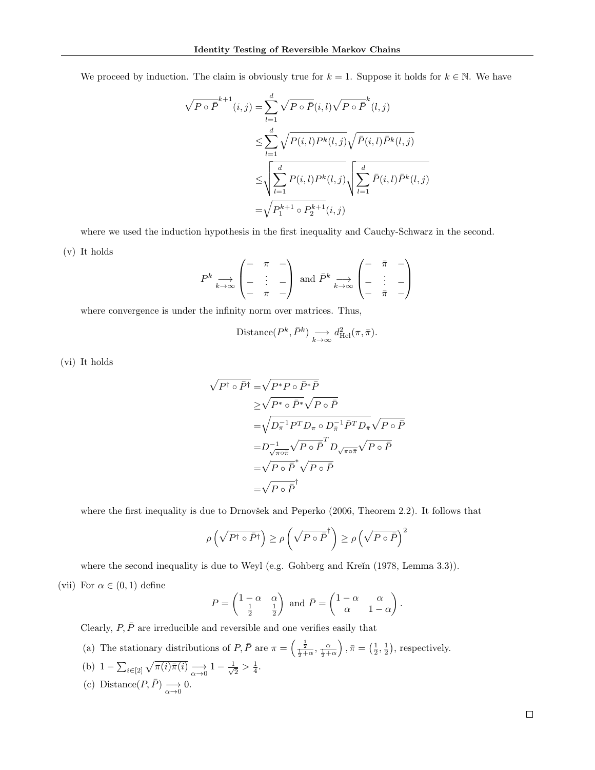We proceed by induction. The claim is obviously true for $k = 1$. Suppose it holds for $k \in \mathbb{N}$. We have

$$
\begin{aligned}
\sqrt{P \circ \bar{P}}^{k+1}(i,j) &= \sum_{l=1}^{d} \sqrt{P \circ \bar{P}}(i,l) \sqrt{P \circ \bar{P}}^{k}(l,j) \\
&\leq \sum_{l=1}^{d} \sqrt{P(i,l) P^k(l,j)} \sqrt{\bar{P}(i,l)\bar{P}^k(l,j)} \\
&\leq \sqrt{\sum_{l=1}^{d} P(i,l) P^k(l,j)} \sqrt{\sum_{l=1}^{d} \bar{P}(i,l)\bar{P}^k(l,j)} \\
&= \sqrt{P_1^{k+1} \circ P_2^{k+1}(i,j)}
\end{aligned}
$$

where we used the induction hypothesis in the first inequality and Cauchy-Schwarz in the second.

(v) It holds

$$
P^k \underset{k\to\infty}{\longrightarrow} \begin{pmatrix} - & \pi & - \\ - & \vdots & - \\ - & \pi & - \end{pmatrix} \text{ and } \bar{P}^k \underset{k\to\infty}{\longrightarrow} \begin{pmatrix} - & \bar{\pi} & - \\ - & \vdots & - \\ - & \bar{\pi} & - \end{pmatrix}
$$

where convergence is under the infinity norm over matrices. Thus,

$$
\text{Distance}(P^k, \bar{P}^k) \underset{k\to\infty}{\longrightarrow} d^2_{\text{Hel}}(\pi, \bar{\pi}).
$$

(vi) It holds

$$
\begin{aligned}
\sqrt{P^\dagger \circ \bar{P}^\dagger} &= \sqrt{P^* P \circ \bar{P}^* \bar{P}} \\
&\geq \sqrt{P^* \circ \bar{P}^*} \sqrt{P \circ \bar{P}} \\
&= \sqrt{D_\pi^{-1} P^T D_\pi \circ D_{\bar{\pi}}^{-1} \bar{P}^T D_{\bar{\pi}}} \sqrt{P \circ \bar{P}} \\
&= D^{-1}_{\sqrt{\pi \circ \bar{\pi}}} \sqrt{P \circ \bar{P}}^T D_{\sqrt{\pi\circ\bar{\pi}}} \sqrt{P \circ \bar{P}} \\
&= \sqrt{P \circ \bar{P}}^* \sqrt{P \circ \bar{P}} \\
&= \sqrt{P \circ \bar{P}}^\dagger
\end{aligned}
$$

where the first inequality is due to Drnovšek and Peperko (2006, Theorem 2.2). It follows that

$$
\rho\left(\sqrt{P^\dagger \circ \bar{P}^\dagger}\right) \geq \rho\left(\sqrt{P \circ \bar{P}}^\dagger\right) \geq \rho\left(\sqrt{P \circ \bar{P}}\right)^2
$$

where the second inequality is due to Weyl (e.g. Gohberg and Kreĭn (1978, Lemma 3.3)).

(vii) For $\alpha \in (0,1)$ define

$$
P = \begin{pmatrix} 1-\alpha & \alpha \\ \frac{1}{2} & \frac{1}{2} \end{pmatrix} \text{ and } \bar{P} = \begin{pmatrix} 1-\alpha & \alpha \\ \alpha & 1-\alpha \end{pmatrix}.
$$

Clearly, $P, \bar{P}$ are irreducible and reversible and one verifies easily that

(a) The stationary distributions of $P, \bar{P}$ are $\pi = \left(\frac{\frac{1}{2}}{\frac{1}{2}+\alpha}, \frac{\alpha}{\frac{1}{2}+\alpha}\right), \bar{\pi} = \left(\frac{1}{2}, \frac{1}{2}\right)$, respectively.

(b) $1 - \sum_{i\in[2]} \sqrt{\pi(i)\bar{\pi}(i)} \underset{\alpha\to 0}{\longrightarrow} 1 - \frac{1}{\sqrt{2}} > \frac{1}{4}$.

(c) $\text{Distance}(P, \bar{P}) \underset{\alpha\to 0}{\longrightarrow} 0$.

□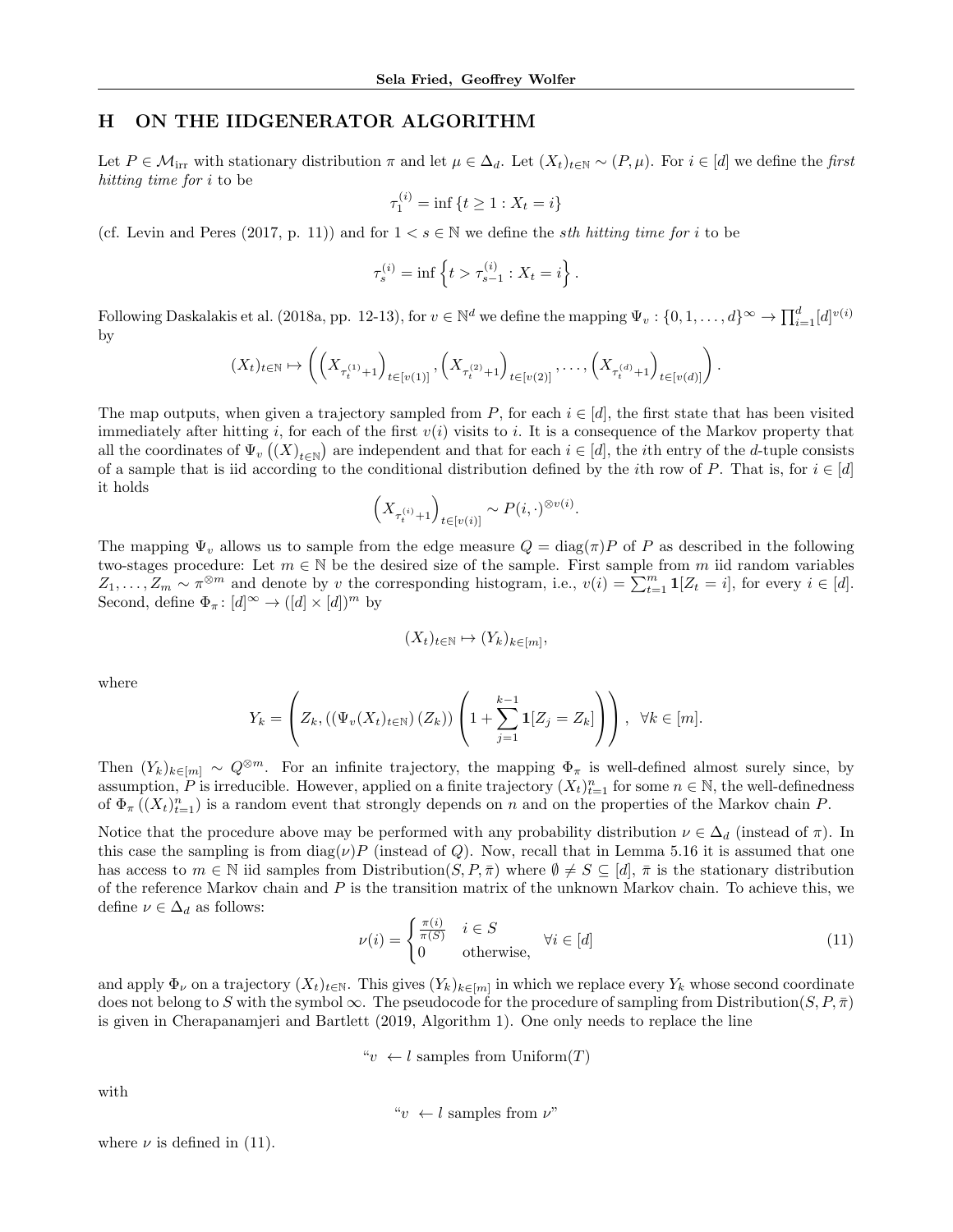## H ON THE IIDGENERATOR ALGORITHM

Let $P \in \mathcal{M}_{\text{irr}}$ with stationary distribution $\pi$ and let $\mu \in \Delta_d$. Let $(X_t)_{t\in\mathbb{N}} \sim (P, \mu)$. For $i \in [d]$ we define the *first hitting time for* $i$ to be

$$\tau_1^{(i)} = \inf\{t \geq 1 : X_t = i\}$$

(cf. Levin and Peres (2017, p. 11)) and for $1 < s \in \mathbb{N}$ we define the *sth hitting time for* $i$ to be

$$\tau_s^{(i)} = \inf\left\{t > \tau_{s-1}^{(i)} : X_t = i\right\}.$$

Following Daskalakis et al. (2018a, pp. 12-13), for $v \in \mathbb{N}^d$ we define the mapping $\Psi_v : \{0, 1, \ldots, d\}^\infty \to \prod_{i=1}^d [d]^{v(i)}$ by

$$(X_t)_{t\in\mathbb{N}} \mapsto \left(\left(X_{\tau_t^{(1)}+1}\right)_{t\in[v(1)]}, \left(X_{\tau_t^{(2)}+1}\right)_{t\in[v(2)]}, \ldots, \left(X_{\tau_t^{(d)}+1}\right)_{t\in[v(d)]}\right).$$

The map outputs, when given a trajectory sampled from $P$, for each $i \in [d]$, the first state that has been visited immediately after hitting $i$, for each of the first $v(i)$ visits to $i$. It is a consequence of the Markov property that all the coordinates of $\Psi_v\left((X)_{t\in\mathbb{N}}\right)$ are independent and that for each $i \in [d]$, the $i$th entry of the $d$-tuple consists of a sample that is iid according to the conditional distribution defined by the $i$th row of $P$. That is, for $i \in [d]$ it holds

$$\left(X_{\tau_t^{(i)}+1}\right)_{t\in[v(i)]} \sim P(i, \cdot)^{\otimes v(i)}.$$

The mapping $\Psi_v$ allows us to sample from the edge measure $Q = \operatorname{diag}(\pi)P$ of $P$ as described in the following two-stages procedure: Let $m \in \mathbb{N}$ be the desired size of the sample. First sample from $m$ iid random variables $Z_1, \ldots, Z_m \sim \pi^{\otimes m}$ and denote by $v$ the corresponding histogram, i.e., $v(i) = \sum_{t=1}^m \mathbf{1}[Z_t = i]$, for every $i \in [d]$. Second, define $\Phi_\pi : [d]^\infty \to ([d] \times [d])^m$ by

$$(X_t)_{t\in\mathbb{N}} \mapsto (Y_k)_{k\in[m]},$$

where

$$Y_k = \left(Z_k, \left((\Psi_v(X_t)_{t\in\mathbb{N}})(Z_k)\right)\left(1 + \sum_{j=1}^{k-1} \mathbf{1}[Z_j = Z_k]\right)\right), \quad \forall k \in [m].$$

Then $(Y_k)_{k\in[m]} \sim Q^{\otimes m}$. For an infinite trajectory, the mapping $\Phi_\pi$ is well-defined almost surely since, by assumption, $P$ is irreducible. However, applied on a finite trajectory $(X_t)_{t=1}^n$ for some $n \in \mathbb{N}$, the well-definedness of $\Phi_\pi\left((X_t)_{t=1}^n\right)$ is a random event that strongly depends on $n$ and on the properties of the Markov chain $P$.

Notice that the procedure above may be performed with any probability distribution $\nu \in \Delta_d$ (instead of $\pi$). In this case the sampling is from $\operatorname{diag}(\nu)P$ (instead of $Q$). Now, recall that in Lemma 5.16 it is assumed that one has access to $m \in \mathbb{N}$ iid samples from Distribution$(S, P, \bar{\pi})$ where $\emptyset \neq S \subseteq [d]$, $\bar{\pi}$ is the stationary distribution of the reference Markov chain and $P$ is the transition matrix of the unknown Markov chain. To achieve this, we define $\nu \in \Delta_d$ as follows:

$$\nu(i) = \begin{cases} \frac{\pi(i)}{\pi(S)} & i \in S \\ 0 & \text{otherwise}, \end{cases} \quad \forall i \in [d] \tag{11}$$

and apply $\Phi_\nu$ on a trajectory $(X_t)_{t\in\mathbb{N}}$. This gives $(Y_k)_{k\in[m]}$ in which we replace every $Y_k$ whose second coordinate does not belong to $S$ with the symbol $\infty$. The pseudocode for the procedure of sampling from Distribution$(S, P, \bar{\pi})$ is given in Cherapanamjeri and Bartlett (2019, Algorithm 1). One only needs to replace the line

"$v \leftarrow l$ samples from Uniform$(T)$

with

"$v \leftarrow l$ samples from $\nu$"

where $\nu$ is defined in (11).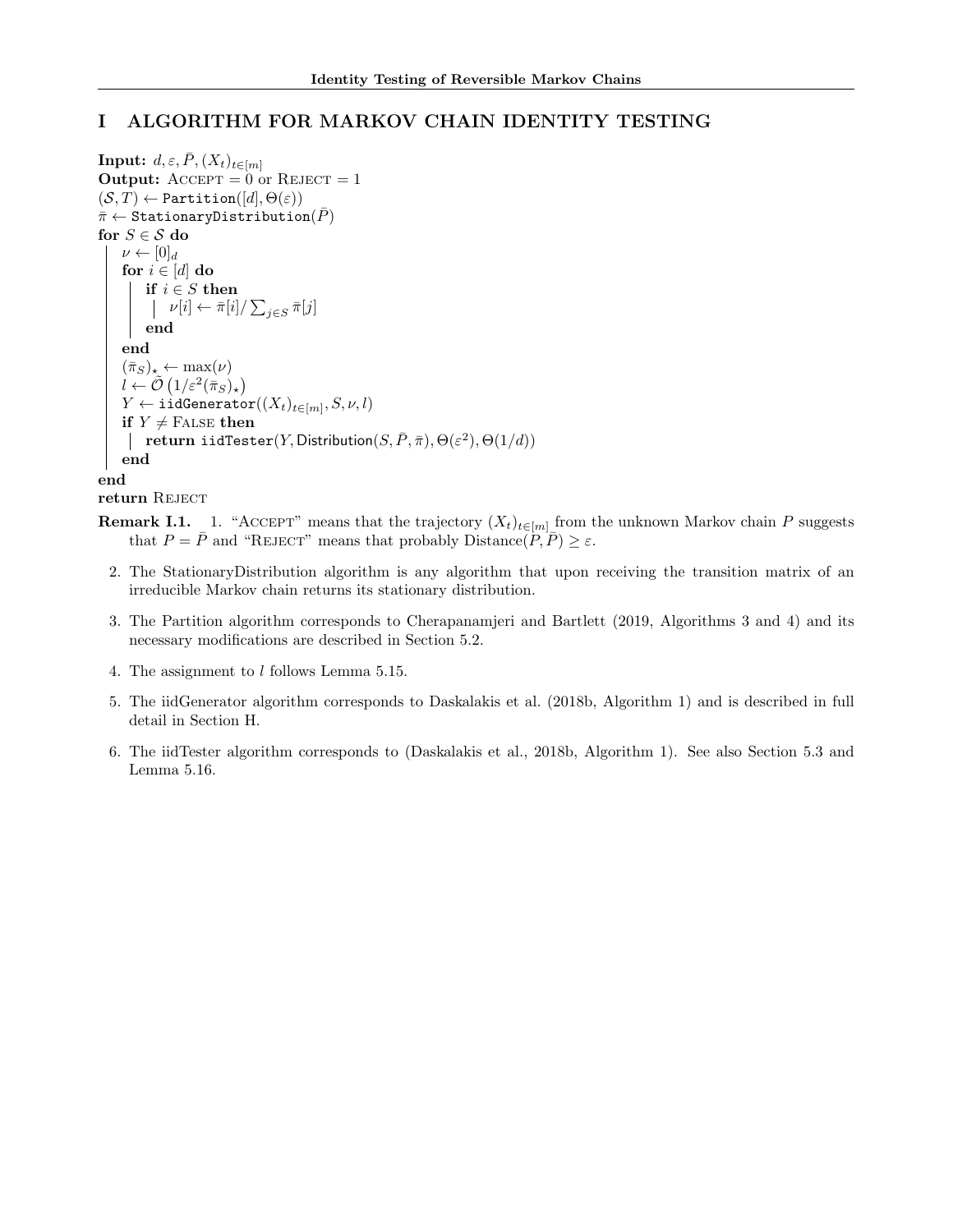## I ALGORITHM FOR MARKOV CHAIN IDENTITY TESTING

```
Input: d, ε, P̄, (X_t)_{t∈[m]}
Output: ACCEPT = 0 or REJECT = 1
(𝒮, T) ← Partition([d], Θ(ε))
π̄ ← StationaryDistribution(P̄)
for S ∈ 𝒮 do
    ν ← [0]_d
    for i ∈ [d] do
        if i ∈ S then
            ν[i] ← π̄[i] / Σ_{j∈S} π̄[j]
        end
    end
    (π̄_S)_⋆ ← max(ν)
    l ← Õ(1/ε²(π̄_S)_⋆)
    Y ← iidGenerator((X_t)_{t∈[m]}, S, ν, l)
    if Y ≠ FALSE then
        return iidTester(Y, Distribution(S, P̄, π̄), Θ(ε²), Θ(1/d))
    end
end
return REJECT
```

**Remark I.1.**

1. "ACCEPT" means that the trajectory $(X_t)_{t\in[m]}$ from the unknown Markov chain $P$ suggests that $P = \bar{P}$ and "REJECT" means that probably $\text{Distance}(P, \bar{P}) \geq \varepsilon$.
2. The StationaryDistribution algorithm is any algorithm that upon receiving the transition matrix of an irreducible Markov chain returns its stationary distribution.
3. The Partition algorithm corresponds to Cherapanamjeri and Bartlett (2019, Algorithms 3 and 4) and its necessary modifications are described in Section 5.2.
4. The assignment to $l$ follows Lemma 5.15.
5. The iidGenerator algorithm corresponds to Daskalakis et al. (2018b, Algorithm 1) and is described in full detail in Section H.
6. The iidTester algorithm corresponds to (Daskalakis et al., 2018b, Algorithm 1). See also Section 5.3 and Lemma 5.16.